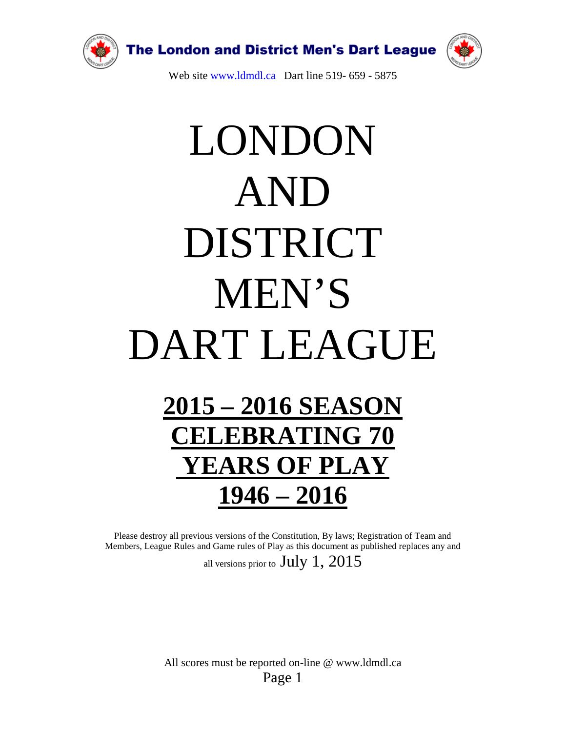**The London and District Men's Dart League**

Web site www.ldmdl.ca Dart line 519- 659 - 5875

# LONDON AND DISTRICT MEN'S DART LEAGUE

## 2015 – 2016 SEASON CELEBRATING 70 YEARS OF PLAY 1946 – 2016

Please destroy all previous versions of the Constitution, By laws; Registration of Team and Members, League Rules and Game rules of Play as this document as published replaces any and all versions prior to July 1, 2015

All scores must be reported on-line @ www.ldmdl.ca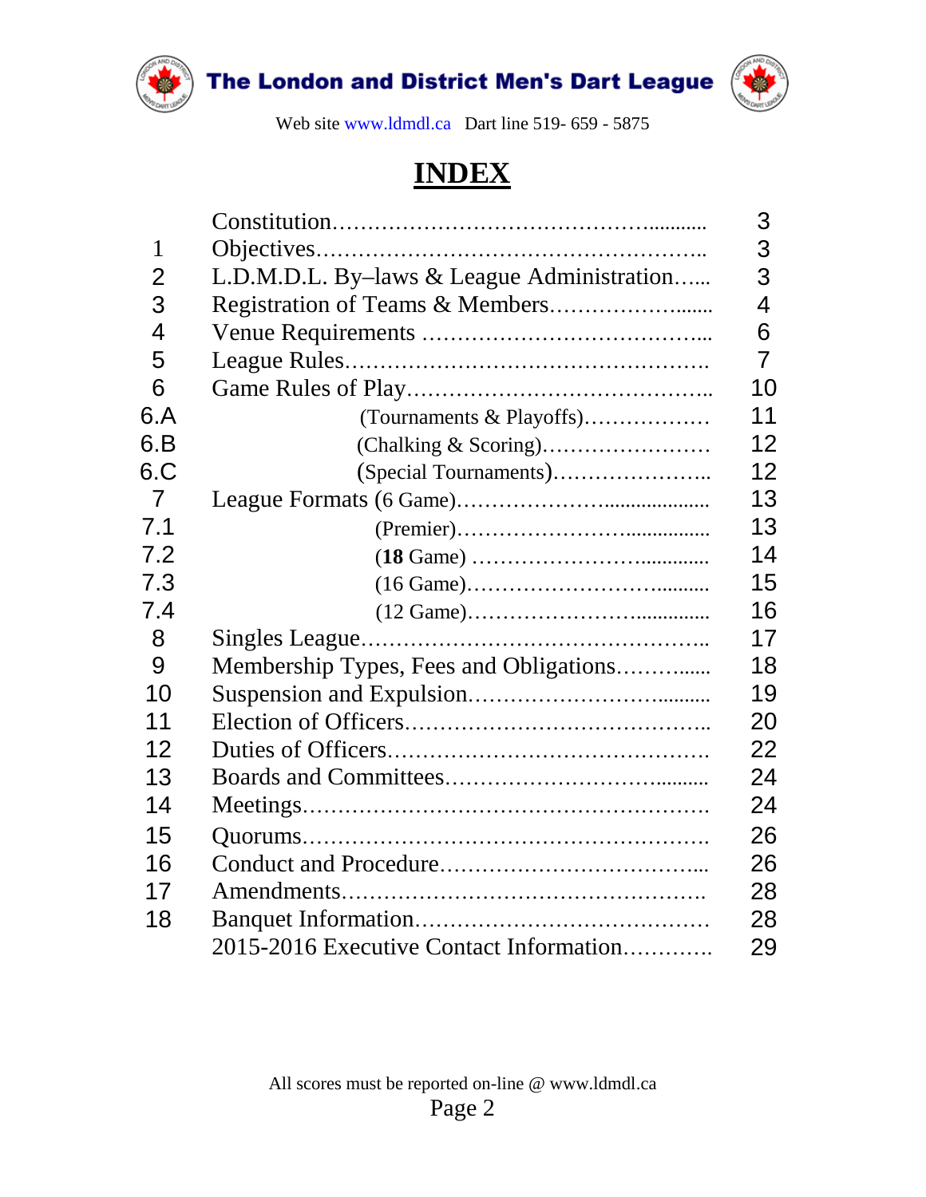The London and District Men's Dart League

Web site www.ldmdl.ca Dart line 519- 659 - 5875

# INDEX

| | | |
|---|---|---|
| | Constitution | 3 |
| 1 | Objectives | 3 |
| 2 | L.D.M.D.L. By–laws & League Administration | 3 |
| 3 | Registration of Teams & Members | 4 |
| 4 | Venue Requirements | 6 |
| 5 | League Rules | 7 |
| 6 | Game Rules of Play | 10 |
| 6.A | (Tournaments & Playoffs) | 11 |
| 6.B | (Chalking & Scoring) | 12 |
| 6.C | (Special Tournaments) | 12 |
| 7 | League Formats (6 Game) | 13 |
| 7.1 | (Premier) | 13 |
| 7.2 | (**18** Game) | 14 |
| 7.3 | (16 Game) | 15 |
| 7.4 | (12 Game) | 16 |
| 8 | Singles League | 17 |
| 9 | Membership Types, Fees and Obligations | 18 |
| 10 | Suspension and Expulsion | 19 |
| 11 | Election of Officers | 20 |
| 12 | Duties of Officers | 22 |
| 13 | Boards and Committees | 24 |
| 14 | Meetings | 24 |
| 15 | Quorums | 26 |
| 16 | Conduct and Procedure | 26 |
| 17 | Amendments | 28 |
| 18 | Banquet Information | 28 |
| | 2015-2016 Executive Contact Information | 29 |

All scores must be reported on-line @ www.ldmdl.ca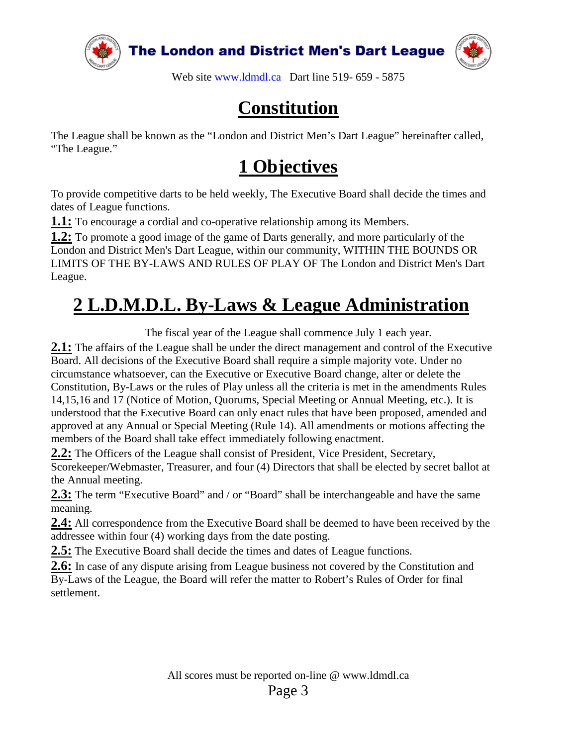# Constitution

The League shall be known as the "London and District Men's Dart League" hereinafter called, "The League."

## 1 Objectives

To provide competitive darts to be held weekly, The Executive Board shall decide the times and dates of League functions.

**1.1:** To encourage a cordial and co-operative relationship among its Members.

**1.2:** To promote a good image of the game of Darts generally, and more particularly of the London and District Men's Dart League, within our community, WITHIN THE BOUNDS OR LIMITS OF THE BY-LAWS AND RULES OF PLAY OF The London and District Men's Dart League.

## 2 L.D.M.D.L. By-Laws & League Administration

The fiscal year of the League shall commence July 1 each year.

**2.1:** The affairs of the League shall be under the direct management and control of the Executive Board. All decisions of the Executive Board shall require a simple majority vote. Under no circumstance whatsoever, can the Executive or Executive Board change, alter or delete the Constitution, By-Laws or the rules of Play unless all the criteria is met in the amendments Rules 14,15,16 and 17 (Notice of Motion, Quorums, Special Meeting or Annual Meeting, etc.). It is understood that the Executive Board can only enact rules that have been proposed, amended and approved at any Annual or Special Meeting (Rule 14). All amendments or motions affecting the members of the Board shall take effect immediately following enactment.

**2.2:** The Officers of the League shall consist of President, Vice President, Secretary, Scorekeeper/Webmaster, Treasurer, and four (4) Directors that shall be elected by secret ballot at the Annual meeting.

**2.3:** The term "Executive Board" and / or "Board" shall be interchangeable and have the same meaning.

**2.4:** All correspondence from the Executive Board shall be deemed to have been received by the addressee within four (4) working days from the date posting.

**2.5:** The Executive Board shall decide the times and dates of League functions.

**2.6:** In case of any dispute arising from League business not covered by the Constitution and By-Laws of the League, the Board will refer the matter to Robert's Rules of Order for final settlement.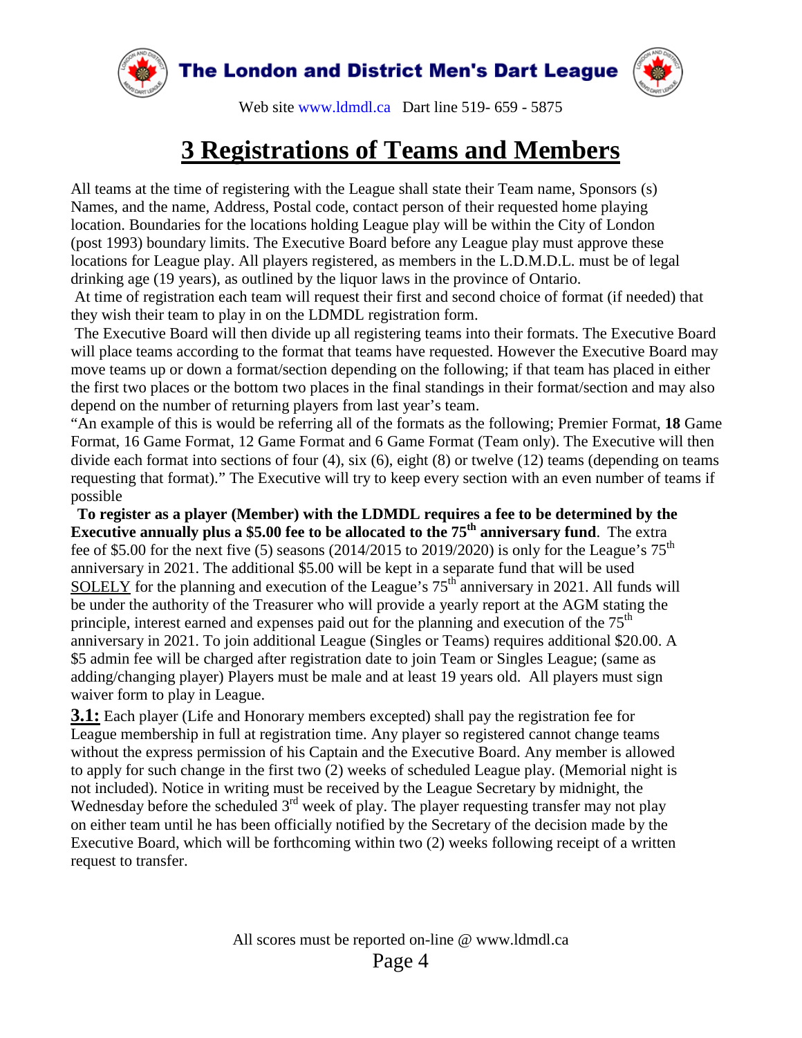# 3 Registrations of Teams and Members

All teams at the time of registering with the League shall state their Team name, Sponsors (s) Names, and the name, Address, Postal code, contact person of their requested home playing location. Boundaries for the locations holding League play will be within the City of London (post 1993) boundary limits. The Executive Board before any League play must approve these locations for League play. All players registered, as members in the L.D.M.D.L. must be of legal drinking age (19 years), as outlined by the liquor laws in the province of Ontario.

At time of registration each team will request their first and second choice of format (if needed) that they wish their team to play in on the LDMDL registration form.

The Executive Board will then divide up all registering teams into their formats. The Executive Board will place teams according to the format that teams have requested. However the Executive Board may move teams up or down a format/section depending on the following; if that team has placed in either the first two places or the bottom two places in the final standings in their format/section and may also depend on the number of returning players from last year's team.

"An example of this is would be referring all of the formats as the following; Premier Format, **18** Game Format, 16 Game Format, 12 Game Format and 6 Game Format (Team only). The Executive will then divide each format into sections of four (4), six (6), eight (8) or twelve (12) teams (depending on teams requesting that format)." The Executive will try to keep every section with an even number of teams if possible

**To register as a player (Member) with the LDMDL requires a fee to be determined by the Executive annually plus a $5.00 fee to be allocated to the 75th anniversary fund**. The extra fee of $5.00 for the next five (5) seasons (2014/2015 to 2019/2020) is only for the League's 75th anniversary in 2021. The additional $5.00 will be kept in a separate fund that will be used <u>SOLELY</u> for the planning and execution of the League's 75th anniversary in 2021. All funds will be under the authority of the Treasurer who will provide a yearly report at the AGM stating the principle, interest earned and expenses paid out for the planning and execution of the 75th anniversary in 2021. To join additional League (Singles or Teams) requires additional $20.00. A $5 admin fee will be charged after registration date to join Team or Singles League; (same as adding/changing player) Players must be male and at least 19 years old. All players must sign waiver form to play in League.

**<u>3.1:</u>** Each player (Life and Honorary members excepted) shall pay the registration fee for League membership in full at registration time. Any player so registered cannot change teams without the express permission of his Captain and the Executive Board. Any member is allowed to apply for such change in the first two (2) weeks of scheduled League play. (Memorial night is not included). Notice in writing must be received by the League Secretary by midnight, the Wednesday before the scheduled 3rd week of play. The player requesting transfer may not play on either team until he has been officially notified by the Secretary of the decision made by the Executive Board, which will be forthcoming within two (2) weeks following receipt of a written request to transfer.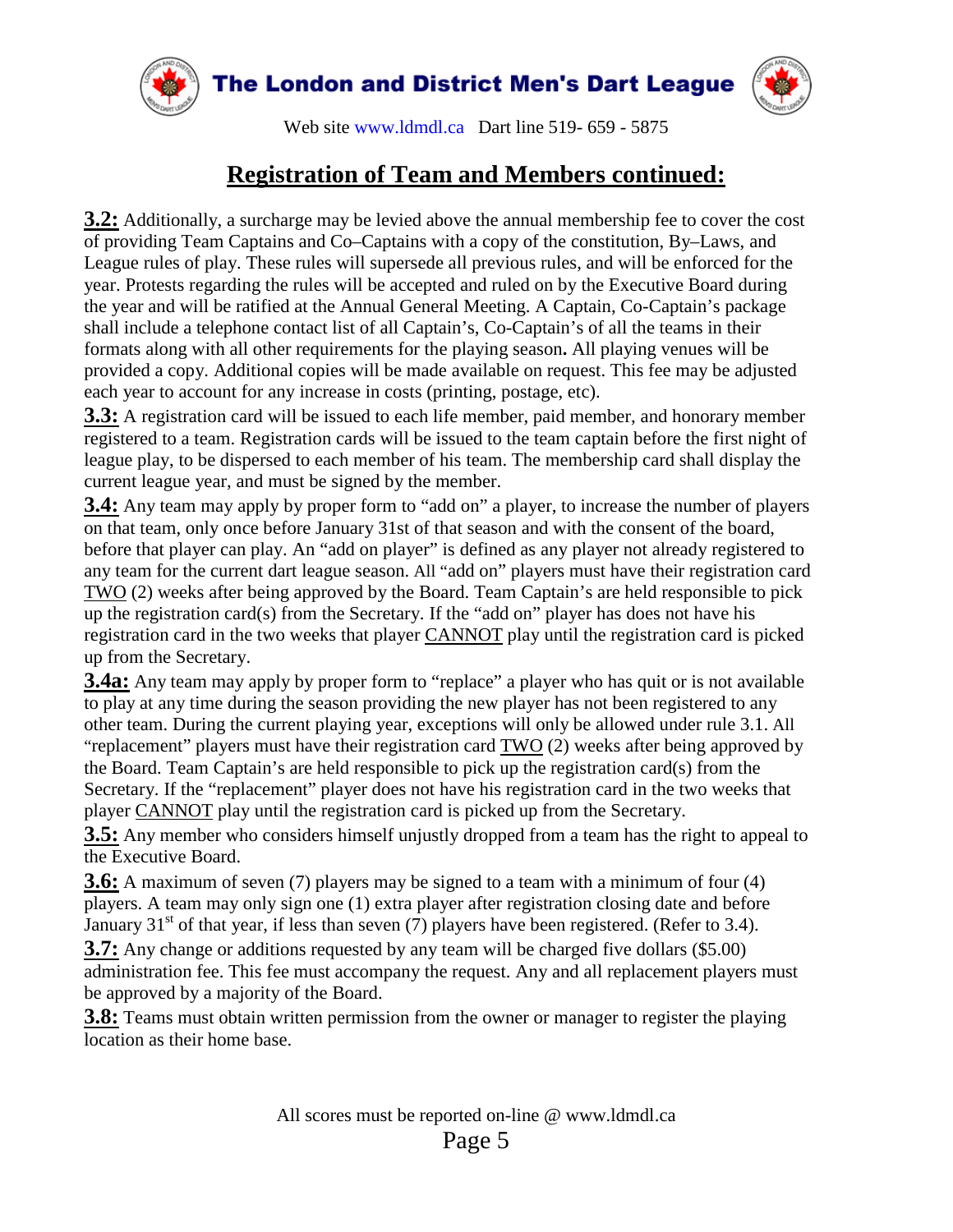## Registration of Team and Members continued:

**3.2:** Additionally, a surcharge may be levied above the annual membership fee to cover the cost of providing Team Captains and Co–Captains with a copy of the constitution, By–Laws, and League rules of play. These rules will supersede all previous rules, and will be enforced for the year. Protests regarding the rules will be accepted and ruled on by the Executive Board during the year and will be ratified at the Annual General Meeting. A Captain, Co-Captain's package shall include a telephone contact list of all Captain's, Co-Captain's of all the teams in their formats along with all other requirements for the playing season**.** All playing venues will be provided a copy. Additional copies will be made available on request. This fee may be adjusted each year to account for any increase in costs (printing, postage, etc).

**3.3:** A registration card will be issued to each life member, paid member, and honorary member registered to a team. Registration cards will be issued to the team captain before the first night of league play, to be dispersed to each member of his team. The membership card shall display the current league year, and must be signed by the member.

**3.4:** Any team may apply by proper form to "add on" a player, to increase the number of players on that team, only once before January 31st of that season and with the consent of the board, before that player can play. An "add on player" is defined as any player not already registered to any team for the current dart league season. All "add on" players must have their registration card TWO (2) weeks after being approved by the Board. Team Captain's are held responsible to pick up the registration card(s) from the Secretary. If the "add on" player has does not have his registration card in the two weeks that player CANNOT play until the registration card is picked up from the Secretary.

**3.4a:** Any team may apply by proper form to "replace" a player who has quit or is not available to play at any time during the season providing the new player has not been registered to any other team. During the current playing year, exceptions will only be allowed under rule 3.1. All "replacement" players must have their registration card TWO (2) weeks after being approved by the Board. Team Captain's are held responsible to pick up the registration card(s) from the Secretary. If the "replacement" player does not have his registration card in the two weeks that player CANNOT play until the registration card is picked up from the Secretary.

**3.5:** Any member who considers himself unjustly dropped from a team has the right to appeal to the Executive Board.

**3.6:** A maximum of seven (7) players may be signed to a team with a minimum of four (4) players. A team may only sign one (1) extra player after registration closing date and before January 31st of that year, if less than seven (7) players have been registered. (Refer to 3.4).

**3.7:** Any change or additions requested by any team will be charged five dollars ($5.00) administration fee. This fee must accompany the request. Any and all replacement players must be approved by a majority of the Board.

**3.8:** Teams must obtain written permission from the owner or manager to register the playing location as their home base.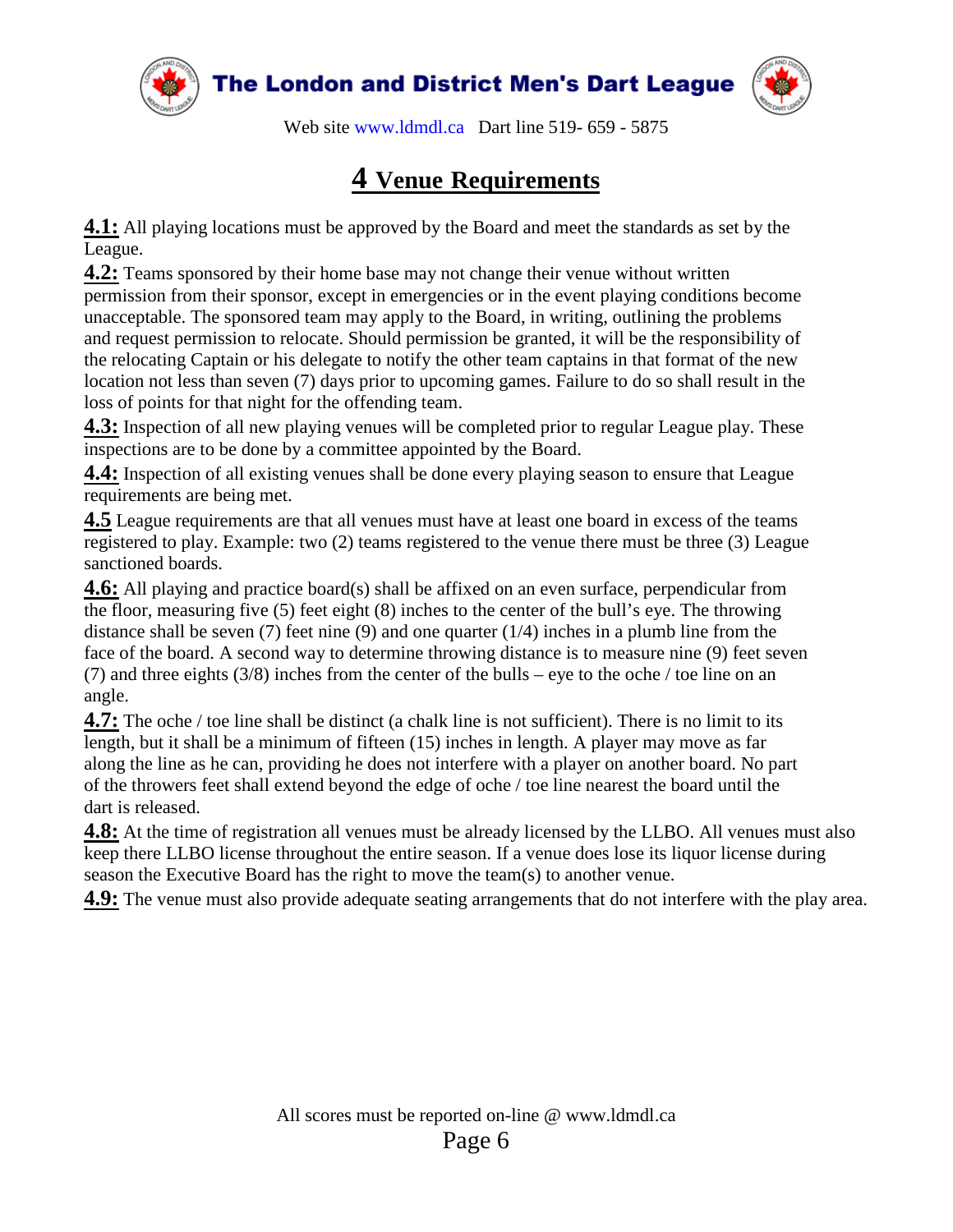# 4 Venue Requirements

**4.1:** All playing locations must be approved by the Board and meet the standards as set by the League.

**4.2:** Teams sponsored by their home base may not change their venue without written permission from their sponsor, except in emergencies or in the event playing conditions become unacceptable. The sponsored team may apply to the Board, in writing, outlining the problems and request permission to relocate. Should permission be granted, it will be the responsibility of the relocating Captain or his delegate to notify the other team captains in that format of the new location not less than seven (7) days prior to upcoming games. Failure to do so shall result in the loss of points for that night for the offending team.

**4.3:** Inspection of all new playing venues will be completed prior to regular League play. These inspections are to be done by a committee appointed by the Board.

**4.4:** Inspection of all existing venues shall be done every playing season to ensure that League requirements are being met.

**4.5** League requirements are that all venues must have at least one board in excess of the teams registered to play. Example: two (2) teams registered to the venue there must be three (3) League sanctioned boards.

**4.6:** All playing and practice board(s) shall be affixed on an even surface, perpendicular from the floor, measuring five (5) feet eight (8) inches to the center of the bull's eye. The throwing distance shall be seven (7) feet nine (9) and one quarter (1/4) inches in a plumb line from the face of the board. A second way to determine throwing distance is to measure nine (9) feet seven (7) and three eights (3/8) inches from the center of the bulls – eye to the oche / toe line on an angle.

**4.7:** The oche / toe line shall be distinct (a chalk line is not sufficient). There is no limit to its length, but it shall be a minimum of fifteen (15) inches in length. A player may move as far along the line as he can, providing he does not interfere with a player on another board. No part of the throwers feet shall extend beyond the edge of oche / toe line nearest the board until the dart is released.

**4.8:** At the time of registration all venues must be already licensed by the LLBO. All venues must also keep there LLBO license throughout the entire season. If a venue does lose its liquor license during season the Executive Board has the right to move the team(s) to another venue.

**4.9:** The venue must also provide adequate seating arrangements that do not interfere with the play area.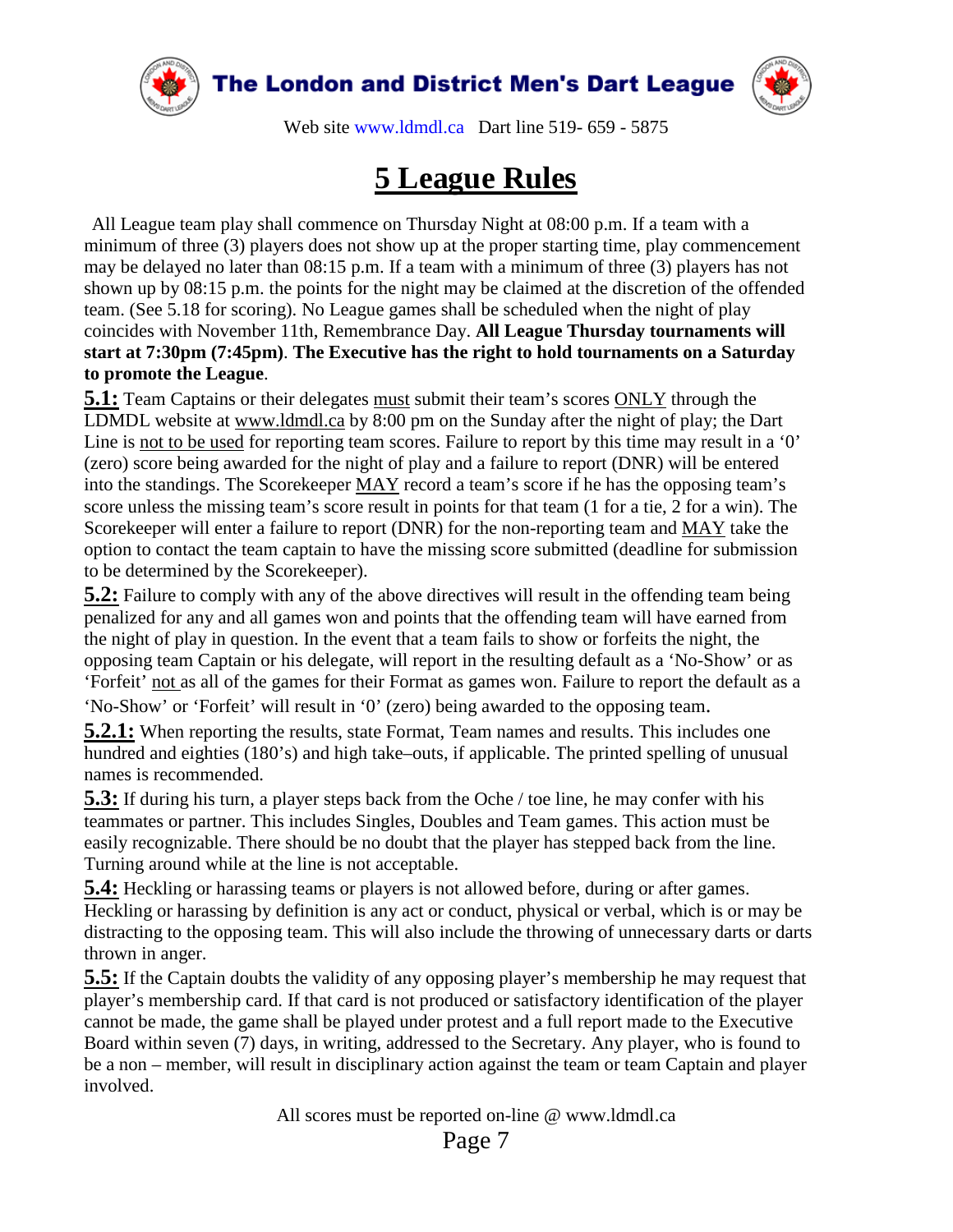# 5 League Rules

All League team play shall commence on Thursday Night at 08:00 p.m. If a team with a minimum of three (3) players does not show up at the proper starting time, play commencement may be delayed no later than 08:15 p.m. If a team with a minimum of three (3) players has not shown up by 08:15 p.m. the points for the night may be claimed at the discretion of the offended team. (See 5.18 for scoring). No League games shall be scheduled when the night of play coincides with November 11th, Remembrance Day. **All League Thursday tournaments will start at 7:30pm (7:45pm)**. **The Executive has the right to hold tournaments on a Saturday to promote the League**.

**5.1:** Team Captains or their delegates must submit their team's scores ONLY through the LDMDL website at www.ldmdl.ca by 8:00 pm on the Sunday after the night of play; the Dart Line is not to be used for reporting team scores. Failure to report by this time may result in a '0' (zero) score being awarded for the night of play and a failure to report (DNR) will be entered into the standings. The Scorekeeper MAY record a team's score if he has the opposing team's score unless the missing team's score result in points for that team (1 for a tie, 2 for a win). The Scorekeeper will enter a failure to report (DNR) for the non-reporting team and MAY take the option to contact the team captain to have the missing score submitted (deadline for submission to be determined by the Scorekeeper).

**5.2:** Failure to comply with any of the above directives will result in the offending team being penalized for any and all games won and points that the offending team will have earned from the night of play in question. In the event that a team fails to show or forfeits the night, the opposing team Captain or his delegate, will report in the resulting default as a 'No-Show' or as 'Forfeit' not as all of the games for their Format as games won. Failure to report the default as a 'No-Show' or 'Forfeit' will result in '0' (zero) being awarded to the opposing team.

**5.2.1:** When reporting the results, state Format, Team names and results. This includes one hundred and eighties (180's) and high take–outs, if applicable. The printed spelling of unusual names is recommended.

**5.3:** If during his turn, a player steps back from the Oche / toe line, he may confer with his teammates or partner. This includes Singles, Doubles and Team games. This action must be easily recognizable. There should be no doubt that the player has stepped back from the line. Turning around while at the line is not acceptable.

**5.4:** Heckling or harassing teams or players is not allowed before, during or after games. Heckling or harassing by definition is any act or conduct, physical or verbal, which is or may be distracting to the opposing team. This will also include the throwing of unnecessary darts or darts thrown in anger.

**5.5:** If the Captain doubts the validity of any opposing player's membership he may request that player's membership card. If that card is not produced or satisfactory identification of the player cannot be made, the game shall be played under protest and a full report made to the Executive Board within seven (7) days, in writing, addressed to the Secretary. Any player, who is found to be a non – member, will result in disciplinary action against the team or team Captain and player involved.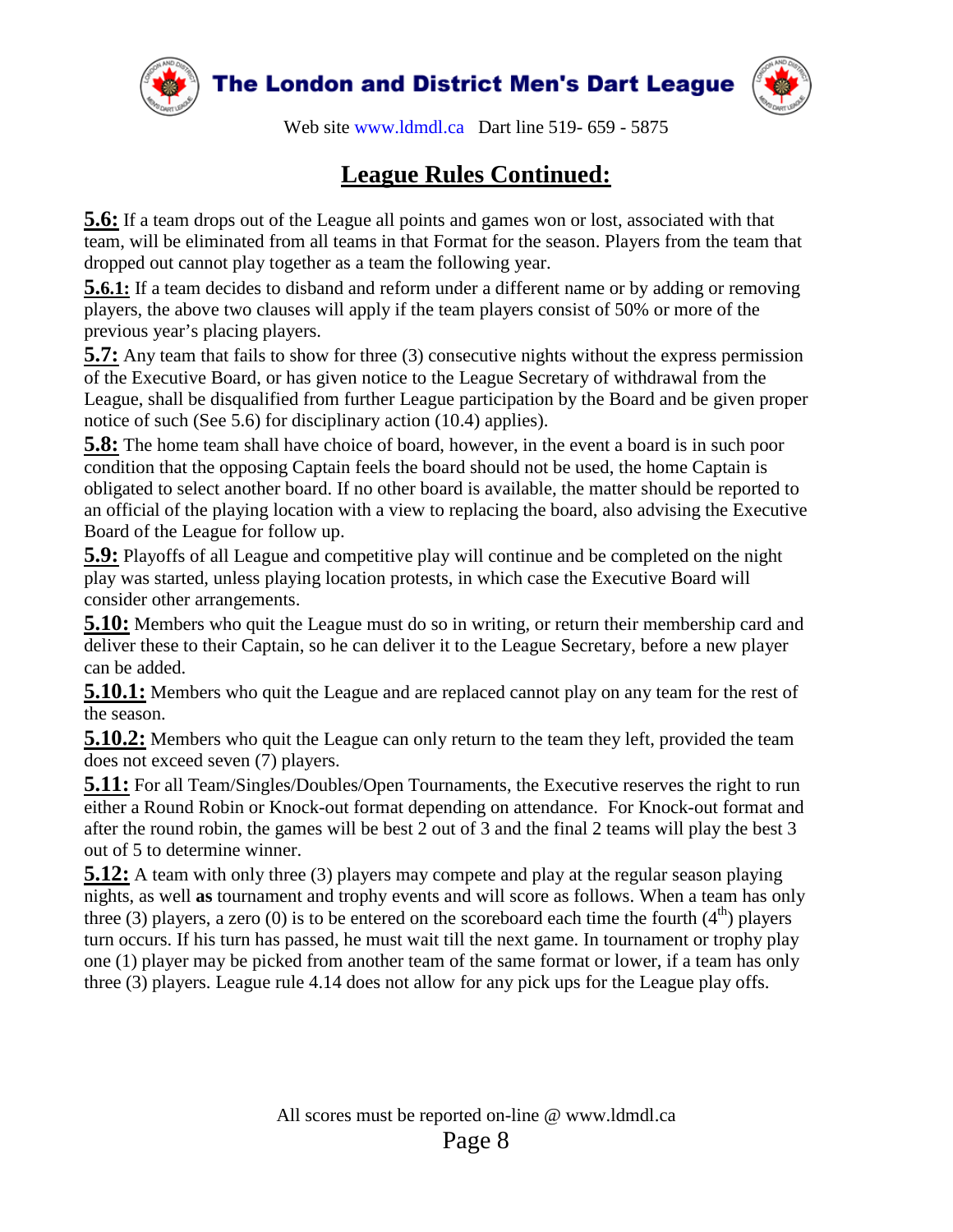## League Rules Continued:

**5.6:** If a team drops out of the League all points and games won or lost, associated with that team, will be eliminated from all teams in that Format for the season. Players from the team that dropped out cannot play together as a team the following year.

**5.6.1:** If a team decides to disband and reform under a different name or by adding or removing players, the above two clauses will apply if the team players consist of 50% or more of the previous year's placing players.

**5.7:** Any team that fails to show for three (3) consecutive nights without the express permission of the Executive Board, or has given notice to the League Secretary of withdrawal from the League, shall be disqualified from further League participation by the Board and be given proper notice of such (See 5.6) for disciplinary action (10.4) applies).

**5.8:** The home team shall have choice of board, however, in the event a board is in such poor condition that the opposing Captain feels the board should not be used, the home Captain is obligated to select another board. If no other board is available, the matter should be reported to an official of the playing location with a view to replacing the board, also advising the Executive Board of the League for follow up.

**5.9:** Playoffs of all League and competitive play will continue and be completed on the night play was started, unless playing location protests, in which case the Executive Board will consider other arrangements.

**5.10:** Members who quit the League must do so in writing, or return their membership card and deliver these to their Captain, so he can deliver it to the League Secretary, before a new player can be added.

**5.10.1:** Members who quit the League and are replaced cannot play on any team for the rest of the season.

**5.10.2:** Members who quit the League can only return to the team they left, provided the team does not exceed seven (7) players.

**5.11:** For all Team/Singles/Doubles/Open Tournaments, the Executive reserves the right to run either a Round Robin or Knock-out format depending on attendance. For Knock-out format and after the round robin, the games will be best 2 out of 3 and the final 2 teams will play the best 3 out of 5 to determine winner.

**5.12:** A team with only three (3) players may compete and play at the regular season playing nights, as well **as** tournament and trophy events and will score as follows. When a team has only three (3) players, a zero (0) is to be entered on the scoreboard each time the fourth ($4^{th}$) players turn occurs. If his turn has passed, he must wait till the next game. In tournament or trophy play one (1) player may be picked from another team of the same format or lower, if a team has only three (3) players. League rule 4.14 does not allow for any pick ups for the League play offs.

All scores must be reported on-line @ www.ldmdl.ca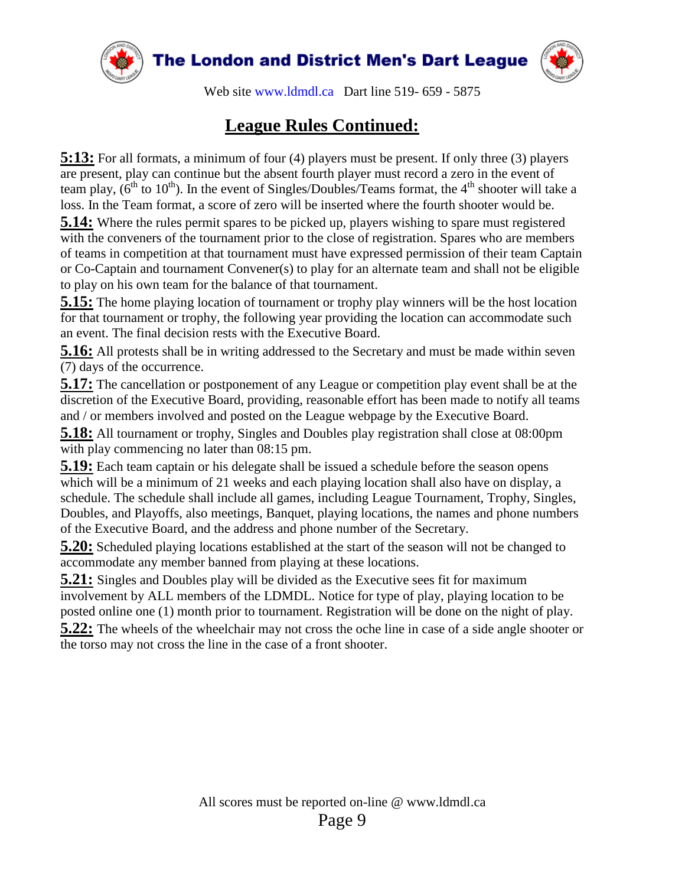## League Rules Continued:

**5:13:** For all formats, a minimum of four (4) players must be present. If only three (3) players are present, play can continue but the absent fourth player must record a zero in the event of team play, (6th to 10th). In the event of Singles/Doubles/Teams format, the 4th shooter will take a loss. In the Team format, a score of zero will be inserted where the fourth shooter would be.

**5.14:** Where the rules permit spares to be picked up, players wishing to spare must registered with the conveners of the tournament prior to the close of registration. Spares who are members of teams in competition at that tournament must have expressed permission of their team Captain or Co-Captain and tournament Convener(s) to play for an alternate team and shall not be eligible to play on his own team for the balance of that tournament.

**5.15:** The home playing location of tournament or trophy play winners will be the host location for that tournament or trophy, the following year providing the location can accommodate such an event. The final decision rests with the Executive Board.

**5.16:** All protests shall be in writing addressed to the Secretary and must be made within seven (7) days of the occurrence.

**5.17:** The cancellation or postponement of any League or competition play event shall be at the discretion of the Executive Board, providing, reasonable effort has made to notify all teams and / or members involved and posted on the League webpage by the Executive Board.

**5.18:** All tournament or trophy, Singles and Doubles play registration shall close at 08:00pm with play commencing no later than 08:15 pm.

**5.19:** Each team captain or his delegate shall be issued a schedule before the season opens which will be a minimum of 21 weeks and each playing location shall also have on display, a schedule. The schedule shall include all games, including League Tournament, Trophy, Singles, Doubles, and Playoffs, also meetings, Banquet, playing locations, the names and phone numbers of the Executive Board, and the address and phone number of the Secretary.

**5.20:** Scheduled playing locations established at the start of the season will not be changed to accommodate any member banned from playing at these locations.

**5.21:** Singles and Doubles play will be divided as the Executive sees fit for maximum involvement by ALL members of the LDMDL. Notice for type of play, playing location to be posted online one (1) month prior to tournament. Registration will be done on the night of play.

**5.22:** The wheels of the wheelchair may not cross the oche line in case of a side angle shooter or the torso may not cross the line in the case of a front shooter.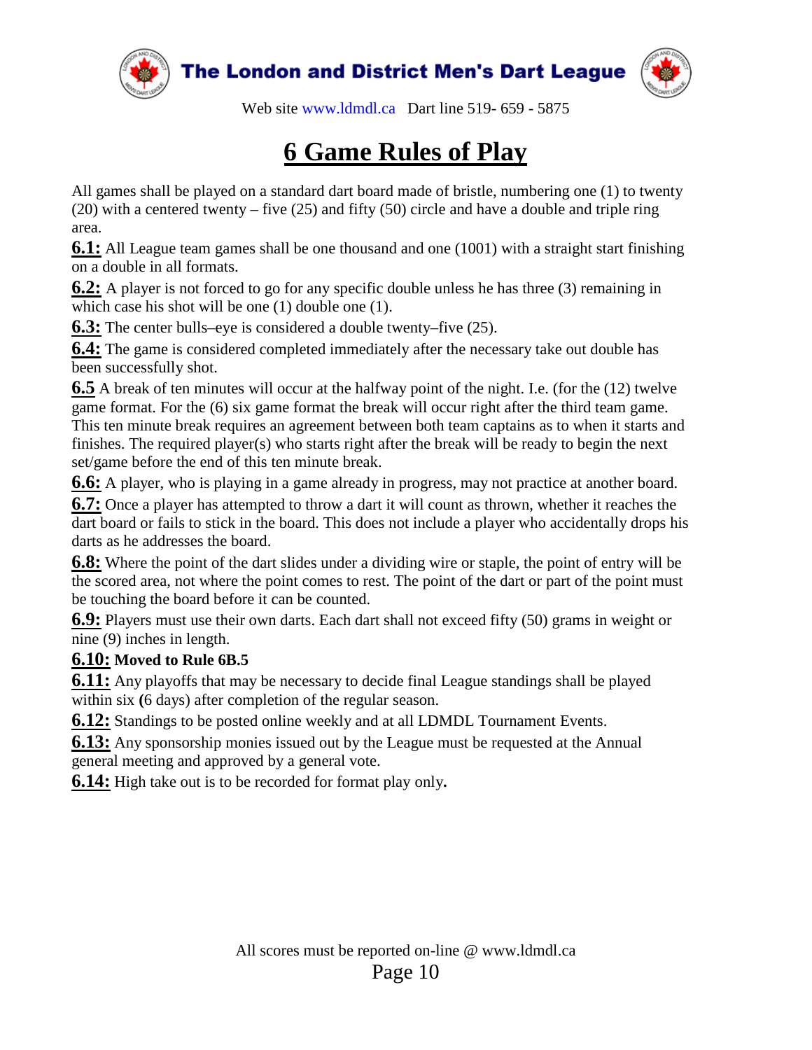# 6 Game Rules of Play

All games shall be played on a standard dart board made of bristle, numbering one (1) to twenty (20) with a centered twenty – five (25) and fifty (50) circle and have a double and triple ring area.

**6.1:** All League team games shall be one thousand and one (1001) with a straight start finishing on a double in all formats.

**6.2:** A player is not forced to go for any specific double unless he has three (3) remaining in which case his shot will be one (1) double one (1).

**6.3:** The center bulls–eye is considered a double twenty–five (25).

**6.4:** The game is considered completed immediately after the necessary take out double has been successfully shot.

**6.5** A break of ten minutes will occur at the halfway point of the night. I.e. (for the (12) twelve game format. For the (6) six game format the break will occur right after the third team game. This ten minute break requires an agreement between both team captains as to when it starts and finishes. The required player(s) who starts right after the break will be ready to begin the next set/game before the end of this ten minute break.

**6.6:** A player, who is playing in a game already in progress, may not practice at another board.

**6.7:** Once a player has attempted to throw a dart it will count as thrown, whether it reaches the dart board or fails to stick in the board. This does not include a player who accidentally drops his darts as he addresses the board.

**6.8:** Where the point of the dart slides under a dividing wire or staple, the point of entry will be the scored area, not where the point comes to rest. The point of the dart or part of the point must be touching the board before it can be counted.

**6.9:** Players must use their own darts. Each dart shall not exceed fifty (50) grams in weight or nine (9) inches in length.

**6.10: Moved to Rule 6B.5**

**6.11:** Any playoffs that may be necessary to decide final League standings shall be played within six **(**6 days) after completion of the regular season.

**6.12:** Standings to be posted online weekly and at all LDMDL Tournament Events.

**6.13:** Any sponsorship monies issued out by the League must be requested at the Annual general meeting and approved by a general vote.

**6.14:** High take out is to be recorded for format play only**.**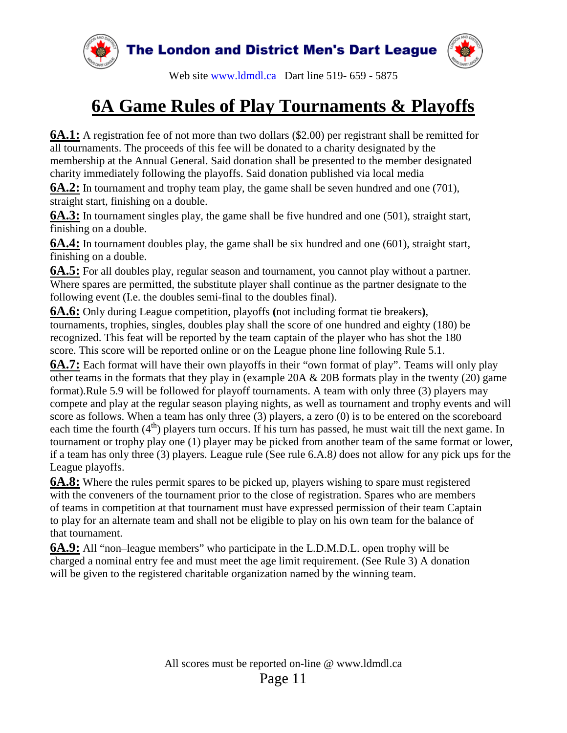# 6A Game Rules of Play Tournaments & Playoffs

**6A.1:** A registration fee of not more than two dollars ($2.00) per registrant shall be remitted for all tournaments. The proceeds of this fee will be donated to a charity designated by the membership at the Annual General. Said donation shall be presented to the member designated charity immediately following the playoffs. Said donation published via local media

**6A.2:** In tournament and trophy team play, the game shall be seven hundred and one (701), straight start, finishing on a double.

**6A.3:** In tournament singles play, the game shall be five hundred and one (501), straight start, finishing on a double.

**6A.4:** In tournament doubles play, the game shall be six hundred and one (601), straight start, finishing on a double.

**6A.5:** For all doubles play, regular season and tournament, you cannot play without a partner. Where spares are permitted, the substitute player shall continue as the partner designate to the following event (I.e. the doubles semi-final to the doubles final).

**6A.6:** Only during League competition, playoffs **(**not including format tie breakers**)**, tournaments, trophies, singles, doubles play shall the score of one hundred and eighty (180) be recognized. This feat will be reported by the team captain of the player who has shot the 180 score. This score will be reported online or on the League phone line following Rule 5.1.

**6A.7:** Each format will have their own playoffs in their "own format of play". Teams will only play other teams in the formats that they play in (example 20A & 20B formats play in the twenty (20) game format).Rule 5.9 will be followed for playoff tournaments. A team with only three (3) players may compete and play at the regular season playing nights, as well as tournament and trophy events and will score as follows. When a team has only three (3) players, a zero (0) is to be entered on the scoreboard each time the fourth (4th) players turn occurs. If his turn has passed, he must wait till the next game. In tournament or trophy play one (1) player may be picked from another team of the same format or lower, if a team has only three (3) players. League rule (See rule 6.A.8*)* does not allow for any pick ups for the League playoffs.

**6A.8:** Where the rules permit spares to be picked up, players wishing to spare must registered with the conveners of the tournament prior to the close of registration. Spares who are members of teams in competition at that tournament must have expressed permission of their team Captain to play for an alternate team and shall not be eligible to play on his own team for the balance of that tournament.

**6A.9:** All "non–league members" who participate in the L.D.M.D.L. open trophy will be charged a nominal entry fee and must meet the age limit requirement. (See Rule 3) A donation will be given to the registered charitable organization named by the winning team.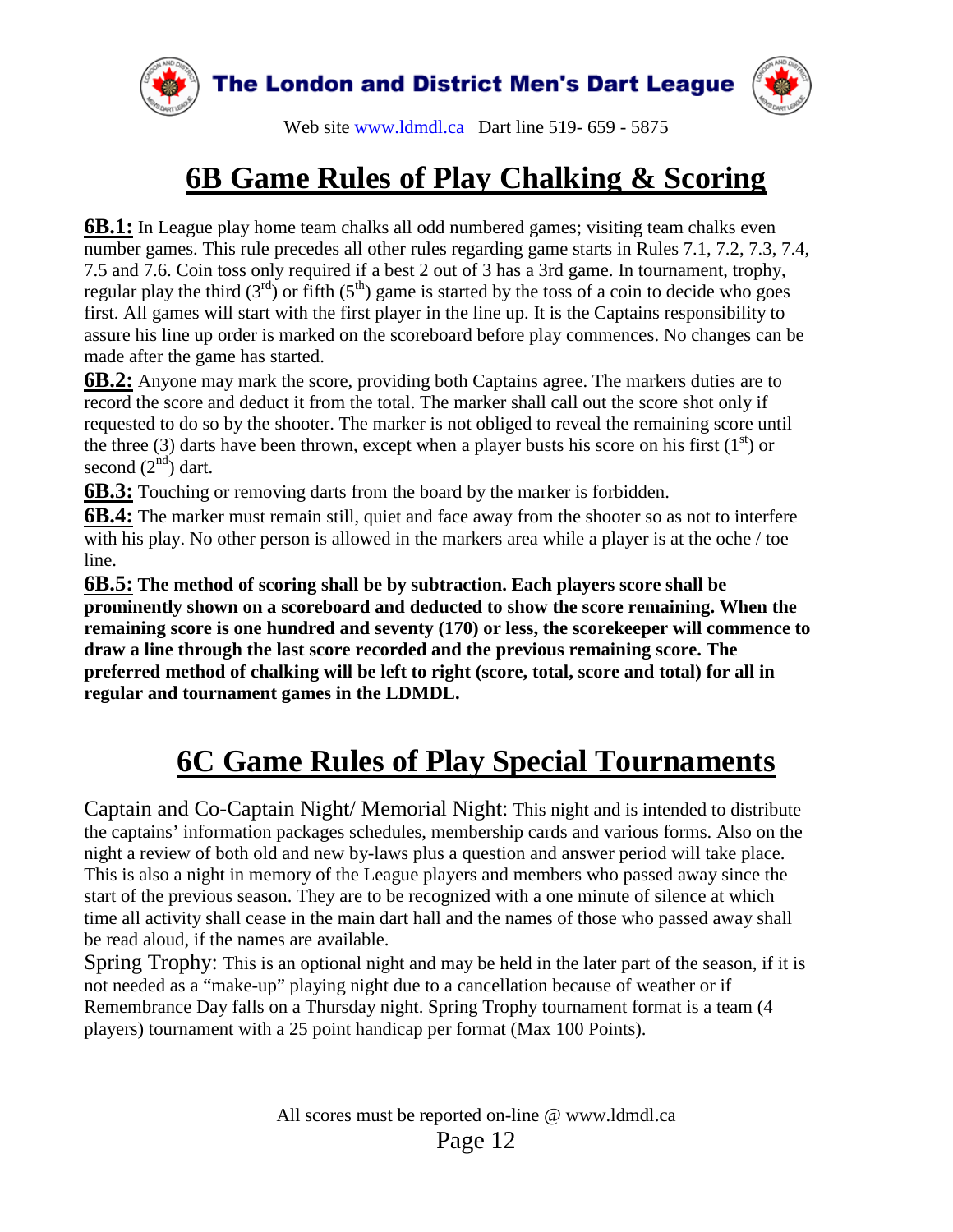## 6B Game Rules of Play Chalking & Scoring

**6B.1:** In League play home team chalks all odd numbered games; visiting team chalks even number games. This rule precedes all other rules regarding game starts in Rules 7.1, 7.2, 7.3, 7.4, 7.5 and 7.6. Coin toss only required if a best 2 out of 3 has a 3rd game. In tournament, trophy, regular play the third (3rd) or fifth (5th) game is started by the toss of a coin to decide who goes first. All games will start with the first player in the line up. It is the Captains responsibility to assure his line up order is marked on the scoreboard before play commences. No changes can be made after the game has started.

**6B.2:** Anyone may mark the score, providing both Captains agree. The markers duties are to record the score and deduct it from the total. The marker shall call out the score shot only if requested to do so by the shooter. The marker is not obliged to reveal the remaining score until the three (3) darts have been thrown, except when a player busts his score on his first (1st) or second (2nd) dart.

**6B.3:** Touching or removing darts from the board by the marker is forbidden.

**6B.4:** The marker must remain still, quiet and face away from the shooter so as not to interfere with his play. No other person is allowed in the markers area while a player is at the oche / toe line.

**6B.5: The method of scoring shall be by subtraction. Each players score shall be prominently shown on a scoreboard and deducted to show the score remaining. When the remaining score is one hundred and seventy (170) or less, the scorekeeper will commence to draw a line through the last score recorded and the previous remaining score. The preferred method of chalking will be left to right (score, total, score and total) for all in regular and tournament games in the LDMDL.**

## 6C Game Rules of Play Special Tournaments

Captain and Co-Captain Night/ Memorial Night: This night and is intended to distribute the captains' information packages schedules, membership cards and various forms. Also on the night a review of both old and new by-laws plus a question and answer period will take place. This is also a night in memory of the League players and members who passed away since the start of the previous season. They are to be recognized with a one minute of silence at which time all activity shall cease in the main dart hall and the names of those who passed away shall be read aloud, if the names are available.

Spring Trophy: This is an optional night and may be held in the later part of the season, if it is not needed as a "make-up" playing night due to a cancellation because of weather or if Remembrance Day falls on a Thursday night. Spring Trophy tournament format is a team (4 players) tournament with a 25 point handicap per format (Max 100 Points).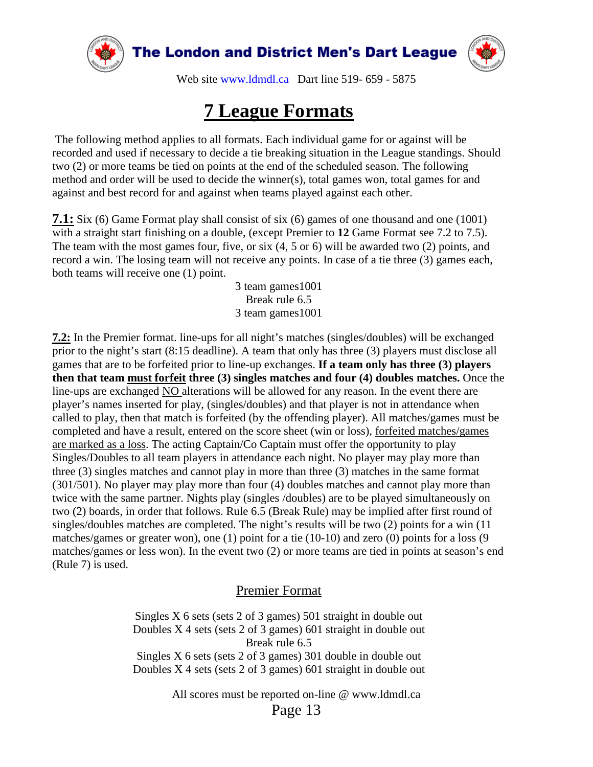# 7 League Formats

The following method applies to all formats. Each individual game for or against will be recorded and used if necessary to decide a tie breaking situation in the League standings. Should two (2) or more teams be tied on points at the end of the scheduled season. The following method and order will be used to decide the winner(s), total games won, total games for and against and best record for and against when teams played against each other.

**7.1:** Six (6) Game Format play shall consist of six (6) games of one thousand and one (1001) with a straight start finishing on a double, (except Premier to **12** Game Format see 7.2 to 7.5). The team with the most games four, five, or six (4, 5 or 6) will be awarded two (2) points, and record a win. The losing team will not receive any points. In case of a tie three (3) games each, both teams will receive one (1) point.

3 team games1001
Break rule 6.5
3 team games1001

**7.2:** In the Premier format. line-ups for all night's matches (singles/doubles) will be exchanged prior to the night's start (8:15 deadline). A team that only has three (3) players must disclose all games that are to be forfeited prior to line-up exchanges. **If a team only has three (3) players then that team must forfeit three (3) singles matches and four (4) doubles matches.** Once the line-ups are exchanged NO alterations will be allowed for any reason. In the event there are player's names inserted for play, (singles/doubles) and that player is not in attendance when called to play, then that match is forfeited (by the offending player). All matches/games must be completed and have a result, entered on the score sheet (win or loss), forfeited matches/games are marked as a loss. The acting Captain/Co Captain must offer the opportunity to play Singles/Doubles to all team players in attendance each night. No player may play more than three (3) singles matches and cannot play in more than three (3) matches in the same format (301/501). No player may play more than four (4) doubles matches and cannot play more than twice with the same partner. Nights play (singles /doubles) are to be played simultaneously on two (2) boards, in order that follows. Rule 6.5 (Break Rule) may be implied after first round of singles/doubles matches are completed. The night's results will be two (2) points for a win (11 matches/games or greater won), one (1) point for a tie (10-10) and zero (0) points for a loss (9 matches/games or less won). In the event two (2) or more teams are tied in points at season's end (Rule 7) is used.

## Premier Format

Singles X 6 sets (sets 2 of 3 games) 501 straight in double out
Doubles X 4 sets (sets 2 of 3 games) 601 straight in double out
Break rule 6.5
Singles X 6 sets (sets 2 of 3 games) 301 double in double out
Doubles X 4 sets (sets 2 of 3 games) 601 straight in double out

All scores must be reported on-line @ www.ldmdl.ca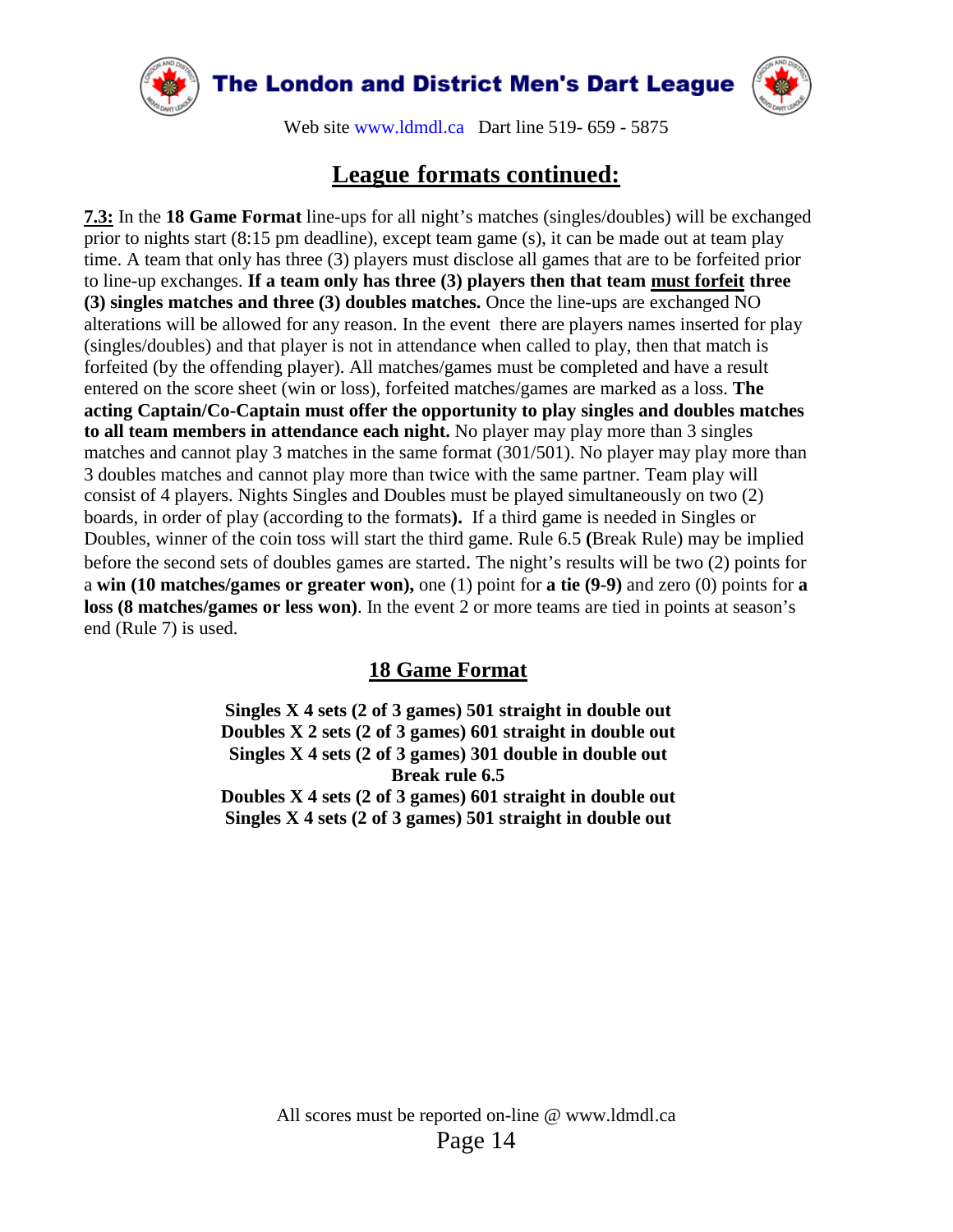## League formats continued:

**7.3:** In the **18 Game Format** line-ups for all night's matches (singles/doubles) will be exchanged prior to nights start (8:15 pm deadline), except team game (s), it can be made out at team play time. A team that only has three (3) players must disclose all games that are to be forfeited prior to line-up exchanges. **If a team only has three (3) players then that team must forfeit three (3) singles matches and three (3) doubles matches.** Once the line-ups are exchanged NO alterations will be allowed for any reason. In the event there are players names inserted for play (singles/doubles) and that player is not in attendance when called to play, then that match is forfeited (by the offending player). All matches/games must be completed and have a result entered on the score sheet (win or loss), forfeited matches/games are marked as a loss. **The acting Captain/Co-Captain must offer the opportunity to play singles and doubles matches to all team members in attendance each night.** No player may play more than 3 singles matches and cannot play 3 matches in the same format (301/501). No player may play more than 3 doubles matches and cannot play more than twice with the same partner. Team play will consist of 4 players. Nights Singles and Doubles must be played simultaneously on two (2) boards, in order of play (according to the formats**).** If a third game is needed in Singles or Doubles, winner of the coin toss will start the third game. Rule 6.5 **(**Break Rule) may be implied before the second sets of doubles games are started. The night's results will be two (2) points for a **win (10 matches/games or greater won),** one (1) point for **a tie (9-9)** and zero (0) points for **a loss (8 matches/games or less won)**. In the event 2 or more teams are tied in points at season's end (Rule 7) is used.

### 18 Game Format

**Singles X 4 sets (2 of 3 games) 501 straight in double out**
**Doubles X 2 sets (2 of 3 games) 601 straight in double out**
**Singles X 4 sets (2 of 3 games) 301 double in double out**
**Break rule 6.5**
**Doubles X 4 sets (2 of 3 games) 601 straight in double out**
**Singles X 4 sets (2 of 3 games) 501 straight in double out**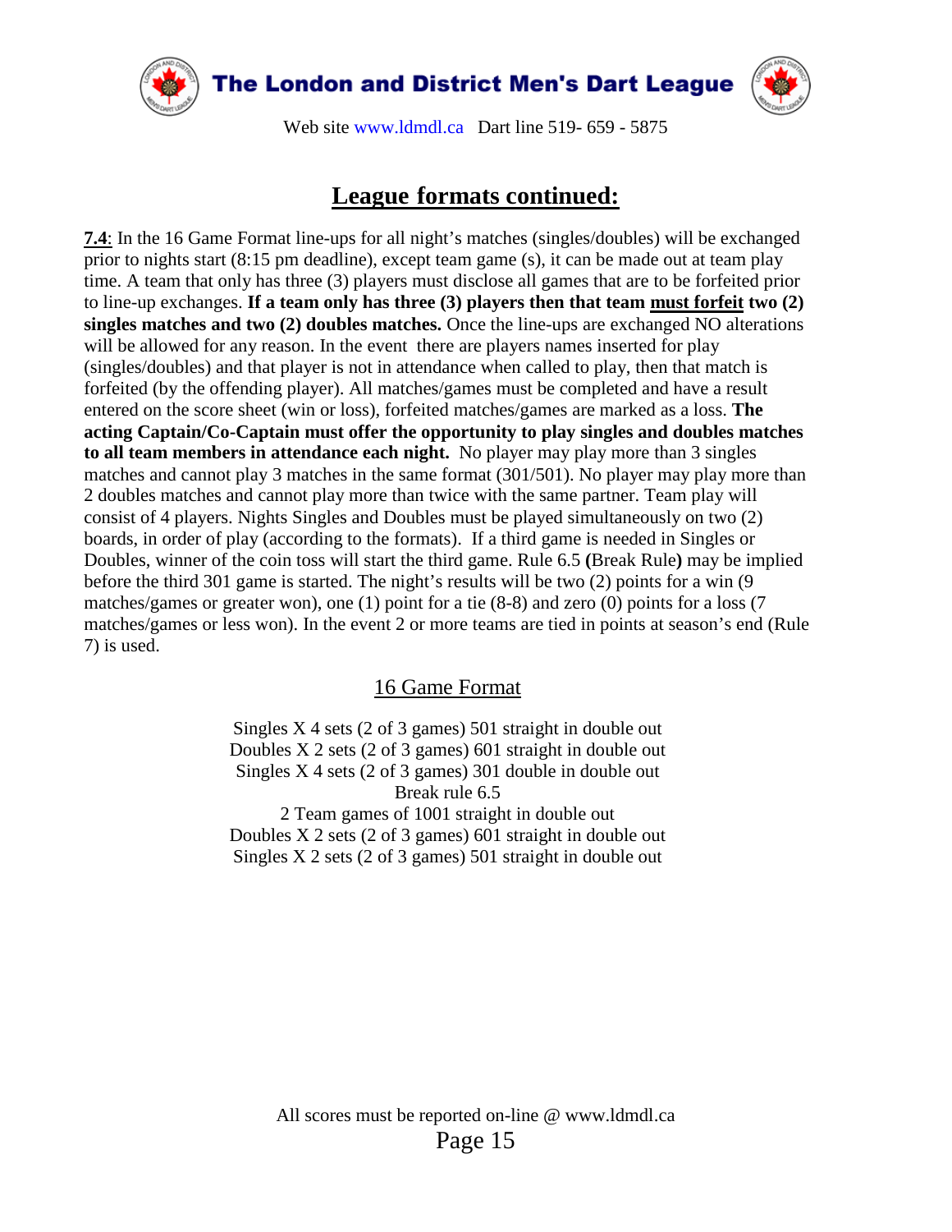## League formats continued:

**7.4**: In the 16 Game Format line-ups for all night's matches (singles/doubles) will be exchanged prior to nights start (8:15 pm deadline), except team game (s), it can be made out at team play time. A team that only has three (3) players must disclose all games that are to be forfeited prior to line-up exchanges. **If a team only has three (3) players then that team must forfeit two (2) singles matches and two (2) doubles matches.** Once the line-ups are exchanged NO alterations will be allowed for any reason. In the event there are players names inserted for play (singles/doubles) and that player is not in attendance when called to play, then that match is forfeited (by the offending player). All matches/games must be completed and have a result entered on the score sheet (win or loss), forfeited matches/games are marked as a loss. **The acting Captain/Co-Captain must offer the opportunity to play singles and doubles matches to all team members in attendance each night.** No player may play more than 3 singles matches and cannot play 3 matches in the same format (301/501). No player may play more than 2 doubles matches and cannot play more than twice with the same partner. Team play will consist of 4 players. Nights Singles and Doubles must be played simultaneously on two (2) boards, in order of play (according to the formats). If a third game is needed in Singles or Doubles, winner of the coin toss will start the third game. Rule 6.5 **(**Break Rule**)** may be implied before the third 301 game is started. The night's results will be two (2) points for a win (9 matches/games or greater won), one (1) point for a tie (8-8) and zero (0) points for a loss (7 matches/games or less won). In the event 2 or more teams are tied in points at season's end (Rule 7) is used.

### 16 Game Format

Singles X 4 sets (2 of 3 games) 501 straight in double out
Doubles X 2 sets (2 of 3 games) 601 straight in double out
Singles X 4 sets (2 of 3 games) 301 double in double out
Break rule 6.5
2 Team games of 1001 straight in double out
Doubles X 2 sets (2 of 3 games) 601 straight in double out
Singles X 2 sets (2 of 3 games) 501 straight in double out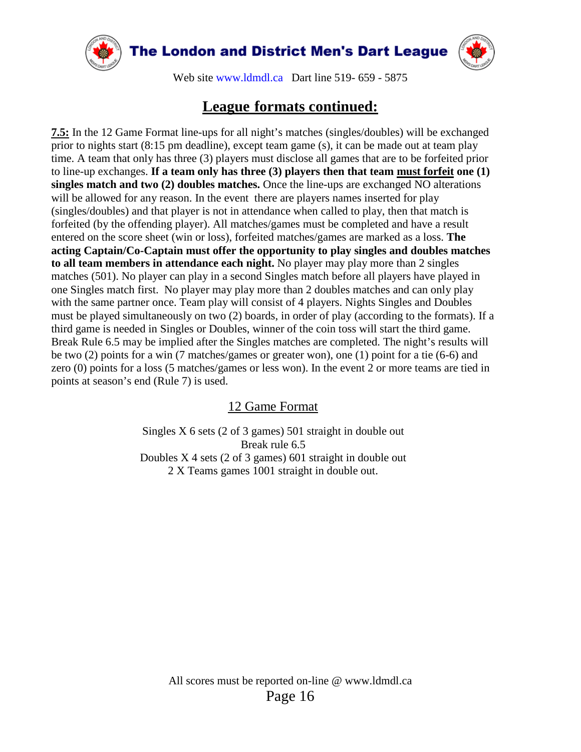## League formats continued:

**7.5:** In the 12 Game Format line-ups for all night's matches (singles/doubles) will be exchanged prior to nights start (8:15 pm deadline), except team game (s), it can be made out at team play time. A team that only has three (3) players must disclose all games that are to be forfeited prior to line-up exchanges. **If a team only has three (3) players then that team must forfeit one (1) singles match and two (2) doubles matches.** Once the line-ups are exchanged NO alterations will be allowed for any reason. In the event there are players names inserted for play (singles/doubles) and that player is not in attendance when called to play, then that match is forfeited (by the offending player). All matches/games must be completed and have a result entered on the score sheet (win or loss), forfeited matches/games are marked as a loss. **The acting Captain/Co-Captain must offer the opportunity to play singles and doubles matches to all team members in attendance each night.** No player may play more than 2 singles matches (501). No player can play in a second Singles match before all players have played in one Singles match first. No player may play more than 2 doubles matches and can only play with the same partner once. Team play will consist of 4 players. Nights Singles and Doubles must be played simultaneously on two (2) boards, in order of play (according to the formats). If a third game is needed in Singles or Doubles, winner of the coin toss will start the third game. Break Rule 6.5 may be implied after the Singles matches are completed. The night's results will be two (2) points for a win (7 matches/games or greater won), one (1) point for a tie (6-6) and zero (0) points for a loss (5 matches/games or less won). In the event 2 or more teams are tied in points at season's end (Rule 7) is used.

### 12 Game Format

Singles X 6 sets (2 of 3 games) 501 straight in double out
Break rule 6.5
Doubles X 4 sets (2 of 3 games) 601 straight in double out
2 X Teams games 1001 straight in double out.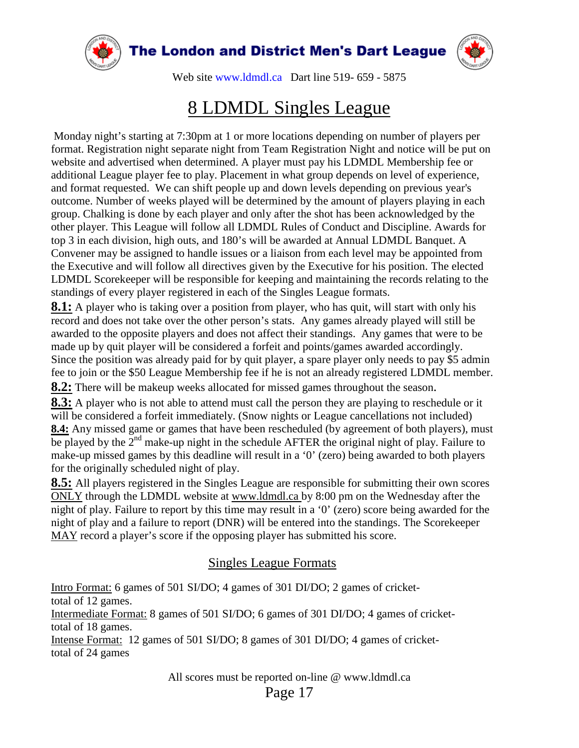# 8 LDMDL Singles League

Monday night's starting at 7:30pm at 1 or more locations depending on number of players per format. Registration night separate night from Team Registration Night and notice will be put on website and advertised when determined. A player must pay his LDMDL Membership fee or additional League player fee to play. Placement in what group depends on level of experience, and format requested. We can shift people up and down levels depending on previous year's outcome. Number of weeks played will be determined by the amount of players playing in each group. Chalking is done by each player and only after the shot has been acknowledged by the other player. This League will follow all LDMDL Rules of Conduct and Discipline. Awards for top 3 in each division, high outs, and 180's will be awarded at Annual LDMDL Banquet. A Convener may be assigned to handle issues or a liaison from each level may be appointed from the Executive and will follow all directives given by the Executive for his position. The elected LDMDL Scorekeeper will be responsible for keeping and maintaining the records relating to the standings of every player registered in each of the Singles League formats.

**8.1:** A player who is taking over a position from player, who has quit, will start with only his record and does not take over the other person's stats. Any games already played will still be awarded to the opposite players and does not affect their standings. Any games that were to be made up by quit player will be considered a forfeit and points/games awarded accordingly. Since the position was already paid for by quit player, a spare player only needs to pay $5 admin fee to join or the $50 League Membership fee if he is not an already registered LDMDL member.

**8.2:** There will be makeup weeks allocated for missed games throughout the season.

**8.3:** A player who is not able to attend must call the person they are playing to reschedule or it will be considered a forfeit immediately. (Snow nights or League cancellations not included)

**8.4:** Any missed game or games that have been rescheduled (by agreement of both players), must be played by the 2nd make-up night in the schedule AFTER the original night of play. Failure to make-up missed games by this deadline will result in a '0' (zero) being awarded to both players for the originally scheduled night of play.

**8.5:** All players registered in the Singles League are responsible for submitting their own scores ONLY through the LDMDL website at www.ldmdl.ca by 8:00 pm on the Wednesday after the night of play. Failure to report by this time may result in a '0' (zero) score being awarded for the night of play and a failure to report (DNR) will be entered into the standings. The Scorekeeper MAY record a player's score if the opposing player has submitted his score.

## Singles League Formats

Intro Format: 6 games of 501 SI/DO; 4 games of 301 DI/DO; 2 games of cricket- total of 12 games.

Intermediate Format: 8 games of 501 SI/DO; 6 games of 301 DI/DO; 4 games of cricket- total of 18 games.

Intense Format: 12 games of 501 SI/DO; 8 games of 301 DI/DO; 4 games of cricket- total of 24 games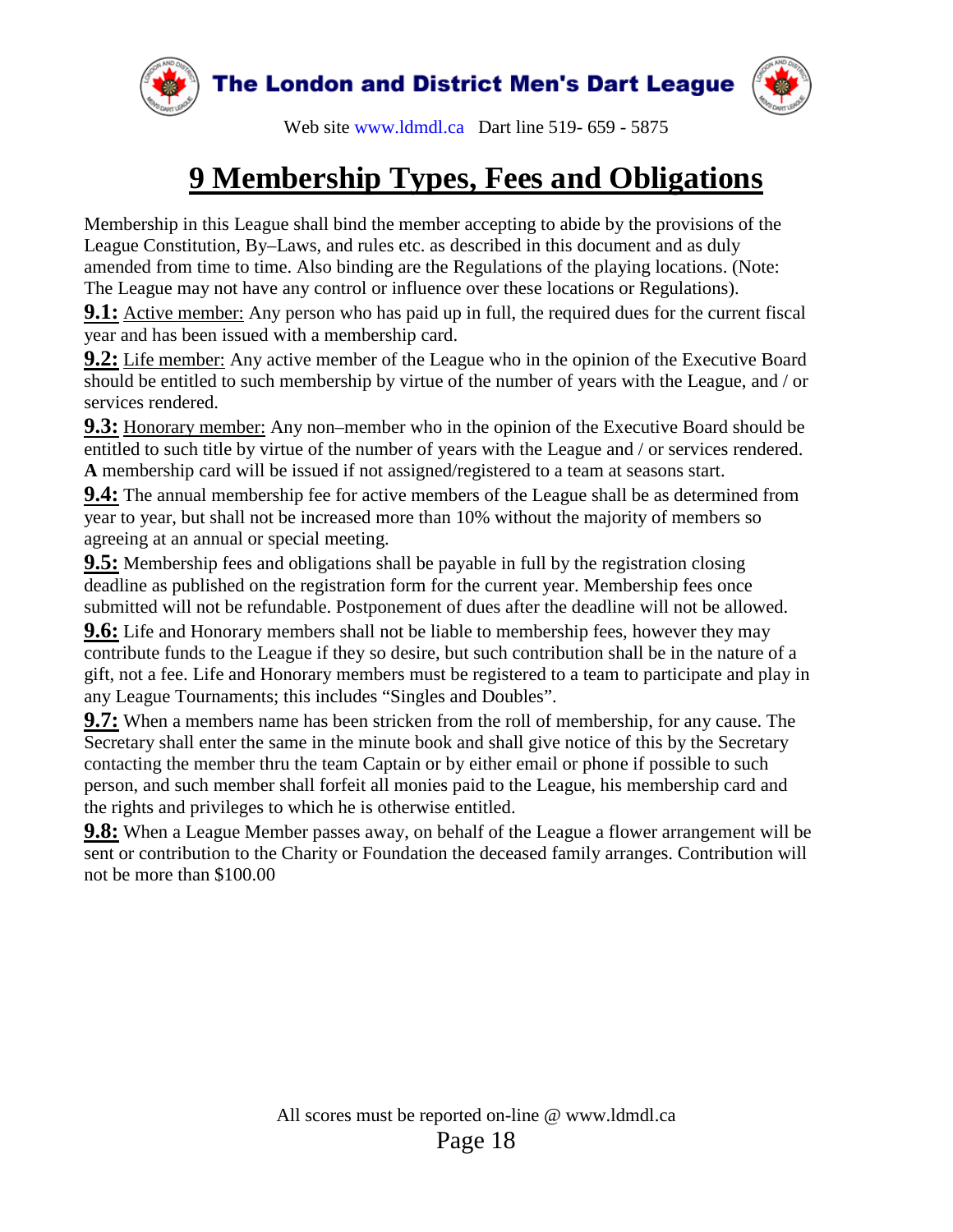# 9 Membership Types, Fees and Obligations

Membership in this League shall bind the member accepting to abide by the provisions of the League Constitution, By–Laws, and rules etc. as described in this document and as duly amended from time to time. Also binding are the Regulations of the playing locations. (Note: The League may not have any control or influence over these locations or Regulations).

**9.1:** Active member: Any person who has paid up in full, the required dues for the current fiscal year and has been issued with a membership card.

**9.2:** Life member: Any active member of the League who in the opinion of the Executive Board should be entitled to such membership by virtue of the number of years with the League, and / or services rendered.

**9.3:** Honorary member: Any non–member who in the opinion of the Executive Board should be entitled to such title by virtue of the number of years with the League and / or services rendered. **A** membership card will be issued if not assigned/registered to a team at seasons start.

**9.4:** The annual membership fee for active members of the League shall be as determined from year to year, but shall not be increased more than 10% without the majority of members so agreeing at an annual or special meeting.

**9.5:** Membership fees and obligations shall be payable in full by the registration closing deadline as published on the registration form for the current year. Membership fees once submitted will not be refundable. Postponement of dues after the deadline will not be allowed.

**9.6:** Life and Honorary members shall not be liable to membership fees, however they may contribute funds to the League if they so desire, but such contribution shall be in the nature of a gift, not a fee. Life and Honorary members must be registered to a team to participate and play in any League Tournaments; this includes "Singles and Doubles".

**9.7:** When a members name has been stricken from the roll of membership, for any cause. The Secretary shall enter the same in the minute book and shall give notice of this by the Secretary contacting the member thru the team Captain or by either email or phone if possible to such person, and such member shall forfeit all monies paid to the League, his membership card and the rights and privileges to which he is otherwise entitled.

**9.8:** When a League Member passes away, on behalf of the League a flower arrangement will be sent or contribution to the Charity or Foundation the deceased family arranges. Contribution will not be more than $100.00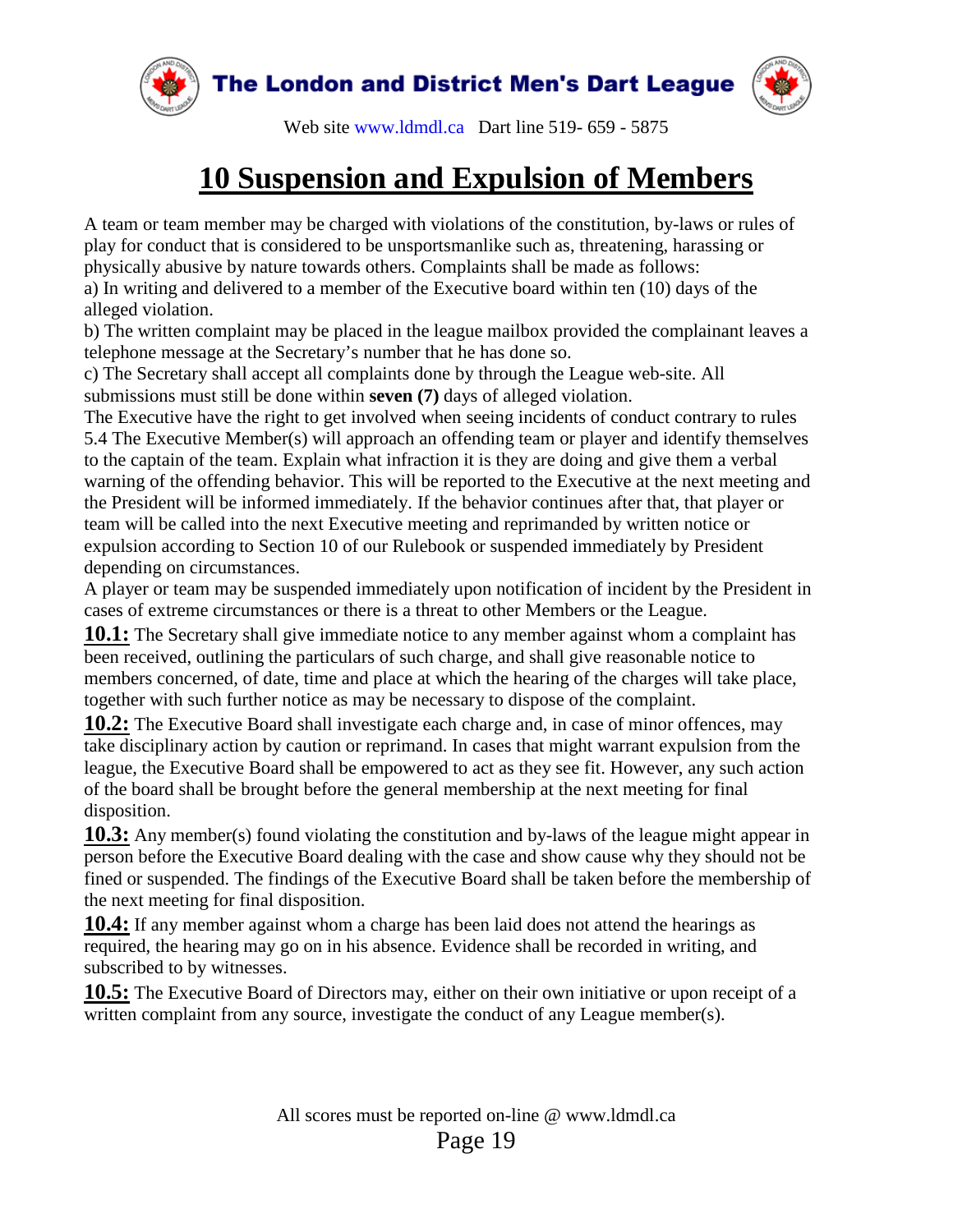# 10 Suspension and Expulsion of Members

A team or team member may be charged with violations of the constitution, by-laws or rules of play for conduct that is considered to be unsportsmanlike such as, threatening, harassing or physically abusive by nature towards others. Complaints shall be made as follows:

a) In writing and delivered to a member of the Executive board within ten (10) days of the alleged violation.

b) The written complaint may be placed in the league mailbox provided the complainant leaves a telephone message at the Secretary's number that he has done so.

c) The Secretary shall accept all complaints done by through the League web-site. All submissions must still be done within **seven (7)** days of alleged violation.

The Executive have the right to get involved when seeing incidents of conduct contrary to rules 5.4 The Executive Member(s) will approach an offending team or player and identify themselves to the captain of the team. Explain what infraction it is they are doing and give them a verbal warning of the offending behavior. This will be reported to the Executive at the next meeting and the President will be informed immediately. If the behavior continues after that, that player or team will be called into the next Executive meeting and reprimanded by written notice or expulsion according to Section 10 of our Rulebook or suspended immediately by President depending on circumstances.

A player or team may be suspended immediately upon notification of incident by the President in cases of extreme circumstances or there is a threat to other Members or the League.

**10.1:** The Secretary shall give immediate notice to any member against whom a complaint has been received, outlining the particulars of such charge, and shall give reasonable notice to members concerned, of date, time and place at which the hearing of the charges will take place, together with such further notice as may be necessary to dispose of the complaint.

**10.2:** The Executive Board shall investigate each charge and, in case of minor offences, may take disciplinary action by caution or reprimand. In cases that might warrant expulsion from the league, the Executive Board shall be empowered to act as they see fit. However, any such action of the board shall be brought before the general membership at the next meeting for final disposition.

**10.3:** Any member(s) found violating the constitution and by-laws of the league might appear in person before the Executive Board dealing with the case and show cause why they should not be fined or suspended. The findings of the Executive Board shall be taken before the membership of the next meeting for final disposition.

**10.4:** If any member against whom a charge has been laid does not attend the hearings as required, the hearing may go on in his absence. Evidence shall be recorded in writing, and subscribed to by witnesses.

**10.5:** The Executive Board of Directors may, either on their own initiative or upon receipt of a written complaint from any source, investigate the conduct of any League member(s).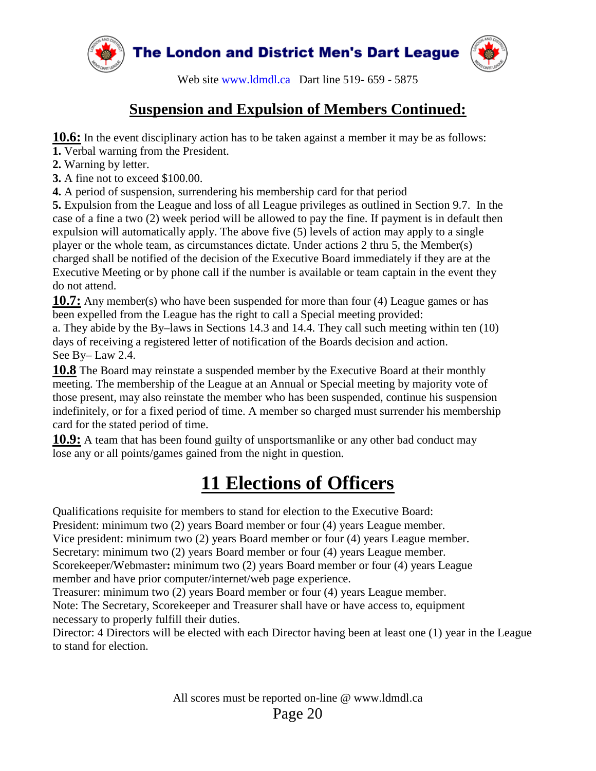## Suspension and Expulsion of Members Continued:

**10.6:** In the event disciplinary action has to be taken against a member it may be as follows:
**1.** Verbal warning from the President.
**2.** Warning by letter.
**3.** A fine not to exceed $100.00.
**4.** A period of suspension, surrendering his membership card for that period
**5.** Expulsion from the League and loss of all League privileges as outlined in Section 9.7. In the case of a fine a two (2) week period will be allowed to pay the fine. If payment is in default then expulsion will automatically apply. The above five (5) levels of action may apply to a single player or the whole team, as circumstances dictate. Under actions 2 thru 5, the Member(s) charged shall be notified of the decision of the Executive Board immediately if they are at the Executive Meeting or by phone call if the number is available or team captain in the event they do not attend.

**10.7:** Any member(s) who have been suspended for more than four (4) League games or has been expelled from the League has the right to call a Special meeting provided:
a. They abide by the By–laws in Sections 14.3 and 14.4. They call such meeting within ten (10) days of receiving a registered letter of notification of the Boards decision and action.
See By– Law 2.4.

**10.8** The Board may reinstate a suspended member by the Executive Board at their monthly meeting. The membership of the League at an Annual or Special meeting by majority vote of those present, may also reinstate the member who has been suspended, continue his suspension indefinitely, or for a fixed period of time. A member so charged must surrender his membership card for the stated period of time.

**10.9:** A team that has been found guilty of unsportsmanlike or any other bad conduct may lose any or all points/games gained from the night in question.

# 11 Elections of Officers

Qualifications requisite for members to stand for election to the Executive Board:
President: minimum two (2) years Board member or four (4) years League member.
Vice president: minimum two (2) years Board member or four (4) years League member.
Secretary: minimum two (2) years Board member or four (4) years League member.
Scorekeeper/Webmaster**:** minimum two (2) years Board member or four (4) years League member and have prior computer/internet/web page experience.
Treasurer: minimum two (2) years Board member or four (4) years League member.
Note: The Secretary, Scorekeeper and Treasurer shall have or have access to, equipment necessary to properly fulfill their duties.
Director: 4 Directors will be elected with each Director having been at least one (1) year in the League to stand for election.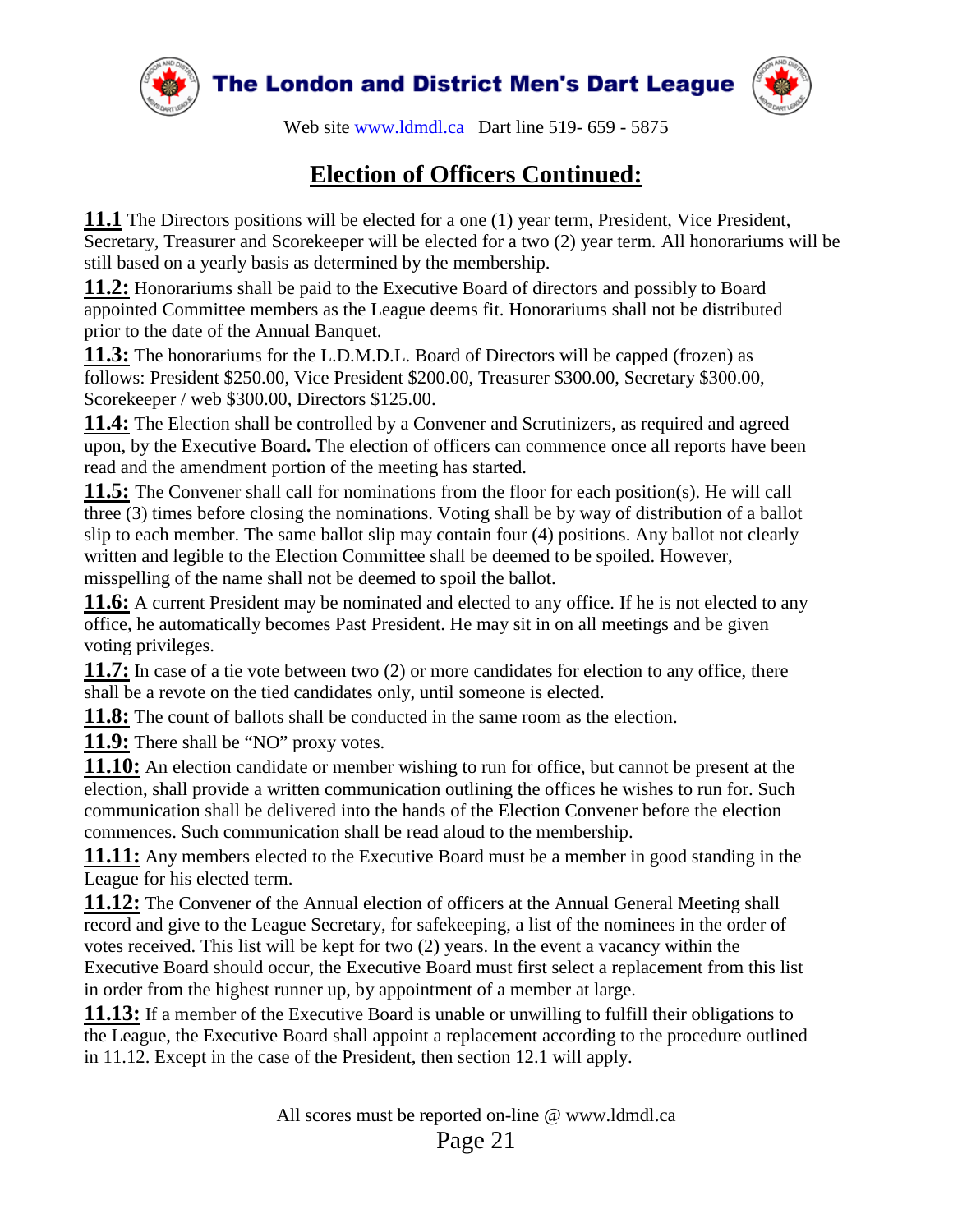## Election of Officers Continued:

**11.1** The Directors positions will be elected for a one (1) year term, President, Vice President, Secretary, Treasurer and Scorekeeper will be elected for a two (2) year term. All honorariums will be still based on a yearly basis as determined by the membership.

**11.2:** Honorariums shall be paid to the Executive Board of directors and possibly to Board appointed Committee members as the League deems fit. Honorariums shall not be distributed prior to the date of the Annual Banquet.

**11.3:** The honorariums for the L.D.M.D.L. Board of Directors will be capped (frozen) as follows: President $250.00, Vice President $200.00, Treasurer $300.00, Secretary $300.00, Scorekeeper / web $300.00, Directors $125.00.

**11.4:** The Election shall be controlled by a Convener and Scrutinizers, as required and agreed upon, by the Executive Board**.** The election of officers can commence once all reports have been read and the amendment portion of the meeting has started.

**11.5:** The Convener shall call for nominations from the floor for each position(s). He will call three (3) times before closing the nominations. Voting shall be by way of distribution of a ballot slip to each member. The same ballot slip may contain four (4) positions. Any ballot not clearly written and legible to the Election Committee shall be deemed to be spoiled. However, misspelling of the name shall not be deemed to spoil the ballot.

**11.6:** A current President may be nominated and elected to any office. If he is not elected to any office, he automatically becomes Past President. He may sit in on all meetings and be given voting privileges.

**11.7:** In case of a tie vote between two (2) or more candidates for election to any office, there shall be a revote on the tied candidates only, until someone is elected.

**11.8:** The count of ballots shall be conducted in the same room as the election.

**11.9:** There shall be "NO" proxy votes.

**11.10:** An election candidate or member wishing to run for office, but cannot be present at the election, shall provide a written communication outlining the offices he wishes to run for. Such communication shall be delivered into the hands of the Election Convener before the election commences. Such communication shall be read aloud to the membership.

**11.11:** Any members elected to the Executive Board must be a member in good standing in the League for his elected term.

**11.12:** The Convener of the Annual election of officers at the Annual General Meeting shall record and give to the League Secretary, for safekeeping, a list of the nominees in the order of votes received. This list will be kept for two (2) years. In the event a vacancy within the Executive Board should occur, the Executive Board must first select a replacement from this list in order from the highest runner up, by appointment of a member at large.

**11.13:** If a member of the Executive Board is unable or unwilling to fulfill their obligations to the League, the Executive Board shall appoint a replacement according to the procedure outlined in 11.12. Except in the case of the President, then section 12.1 will apply.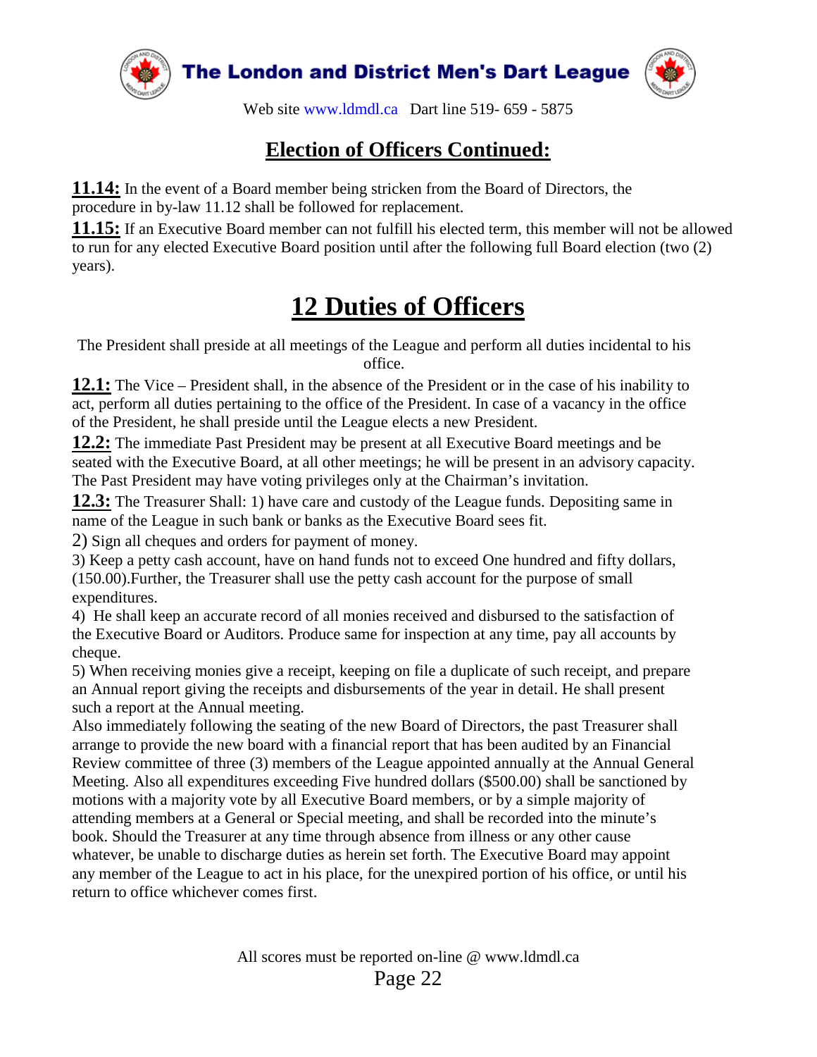## Election of Officers Continued:

**11.14:** In the event of a Board member being stricken from the Board of Directors, the procedure in by-law 11.12 shall be followed for replacement.

**11.15:** If an Executive Board member can not fulfill his elected term, this member will not be allowed to run for any elected Executive Board position until after the following full Board election (two (2) years).

# 12 Duties of Officers

The President shall preside at all meetings of the League and perform all duties incidental to his office.

**12.1:** The Vice – President shall, in the absence of the President or in the case of his inability to act, perform all duties pertaining to the office of the President. In case of a vacancy in the office of the President, he shall preside until the League elects a new President.

**12.2:** The immediate Past President may be present at all Executive Board meetings and be seated with the Executive Board, at all other meetings; he will be present in an advisory capacity. The Past President may have voting privileges only at the Chairman's invitation.

**12.3:** The Treasurer Shall: 1) have care and custody of the League funds. Depositing same in name of the League in such bank or banks as the Executive Board sees fit.

2) Sign all cheques and orders for payment of money.

3) Keep a petty cash account, have on hand funds not to exceed One hundred and fifty dollars, (150.00).Further, the Treasurer shall use the petty cash account for the purpose of small expenditures.

4) He shall keep an accurate record of all monies received and disbursed to the satisfaction of the Executive Board or Auditors. Produce same for inspection at any time, pay all accounts by cheque.

5) When receiving monies give a receipt, keeping on file a duplicate of such receipt, and prepare an Annual report giving the receipts and disbursements of the year in detail. He shall present such a report at the Annual meeting.

Also immediately following the seating of the new Board of Directors, the past Treasurer shall arrange to provide the new board with a financial report that has been audited by an Financial Review committee of three (3) members of the League appointed annually at the Annual General Meeting. Also all expenditures exceeding Five hundred dollars ($500.00) shall be sanctioned by motions with a majority vote by all Executive Board members, or by a simple majority of attending members at a General or Special meeting, and shall be recorded into the minute's book. Should the Treasurer at any time through absence from illness or any other cause whatever, be unable to discharge duties as herein set forth. The Executive Board may appoint any member of the League to act in his place, for the unexpired portion of his office, or until his return to office whichever comes first.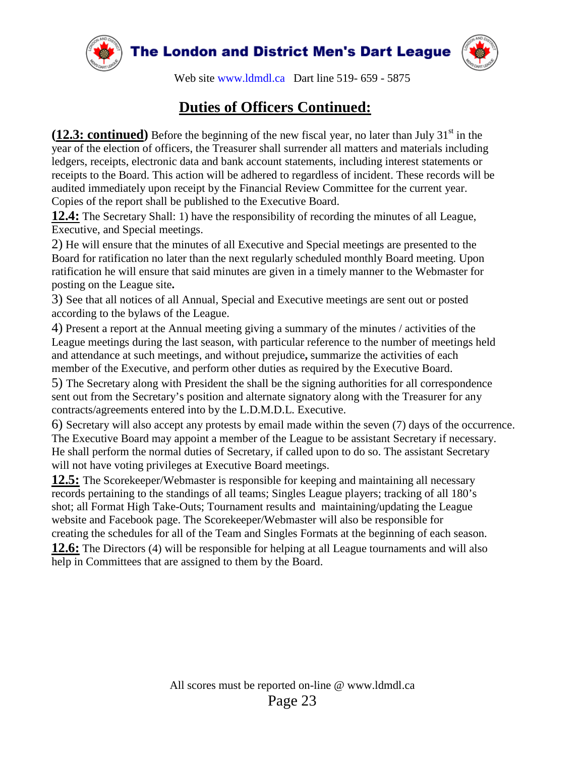## Duties of Officers Continued:

**(12.3: continued)** Before the beginning of the new fiscal year, no later than July 31st in the year of the election of officers, the Treasurer shall surrender all matters and materials including ledgers, receipts, electronic data and bank account statements, including interest statements or receipts to the Board. This action will be adhered to regardless of incident. These records will be audited immediately upon receipt by the Financial Review Committee for the current year. Copies of the report shall be published to the Executive Board.

**12.4:** The Secretary Shall: 1) have the responsibility of recording the minutes of all League, Executive, and Special meetings.

2) He will ensure that the minutes of all Executive and Special meetings are presented to the Board for ratification no later than the next regularly scheduled monthly Board meeting. Upon ratification he will ensure that said minutes are given in a timely manner to the Webmaster for posting on the League site**.**

3) See that all notices of all Annual, Special and Executive meetings are sent out or posted according to the bylaws of the League.

4) Present a report at the Annual meeting giving a summary of the minutes / activities of the League meetings during the last season, with particular reference to the number of meetings held and attendance at such meetings, and without prejudice**,** summarize the activities of each member of the Executive, and perform other duties as required by the Executive Board.

5) The Secretary along with President the shall be the signing authorities for all correspondence sent out from the Secretary's position and alternate signatory along with the Treasurer for any contracts/agreements entered into by the L.D.M.D.L. Executive.

6) Secretary will also accept any protests by email made within the seven (7) days of the occurrence. The Executive Board may appoint a member of the League to be assistant Secretary if necessary. He shall perform the normal duties of Secretary, if called upon to do so. The assistant Secretary will not have voting privileges at Executive Board meetings.

**12.5:** The Scorekeeper/Webmaster is responsible for keeping and maintaining all necessary records pertaining to the standings of all teams; Singles League players; tracking of all 180's shot; all Format High Take-Outs; Tournament results and maintaining/updating the League website and Facebook page. The Scorekeeper/Webmaster will also be responsible for creating the schedules for all of the Team and Singles Formats at the beginning of each season.

**12.6:** The Directors (4) will be responsible for helping at all League tournaments and will also help in Committees that are assigned to them by the Board.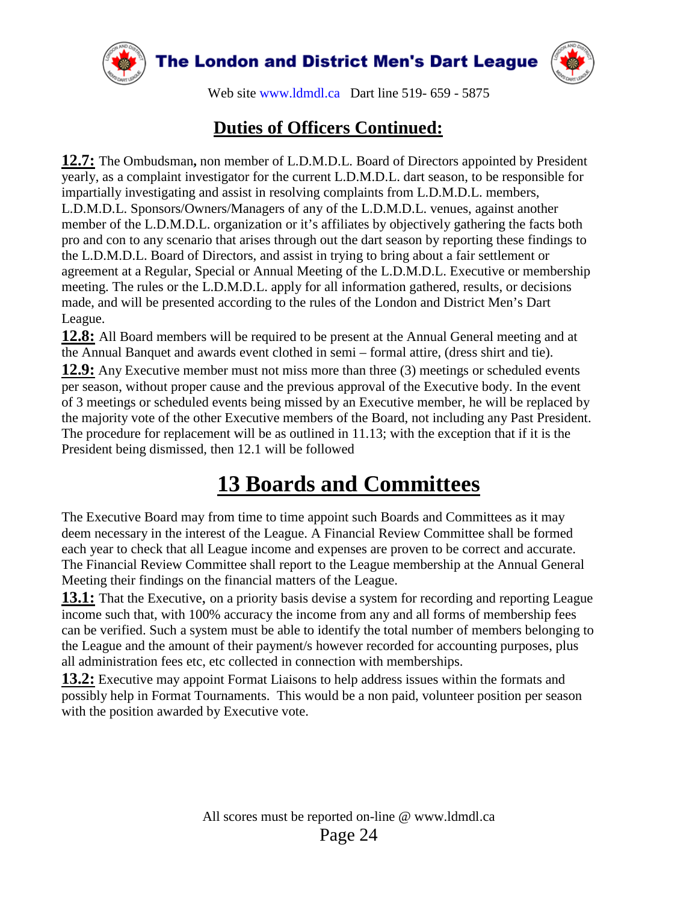## Duties of Officers Continued:

**12.7:** The Ombudsman**,** non member of L.D.M.D.L. Board of Directors appointed by President yearly, as a complaint investigator for the current L.D.M.D.L. dart season, to be responsible for impartially investigating and assist in resolving complaints from L.D.M.D.L. members, L.D.M.D.L. Sponsors/Owners/Managers of any of the L.D.M.D.L. venues, against another member of the L.D.M.D.L. organization or it's affiliates by objectively gathering the facts both pro and con to any scenario that arises through out the dart season by reporting these findings to the L.D.M.D.L. Board of Directors, and assist in trying to bring about a fair settlement or agreement at a Regular, Special or Annual Meeting of the L.D.M.D.L. Executive or membership meeting. The rules or the L.D.M.D.L. apply for all information gathered, results, or decisions made, and will be presented according to the rules of the London and District Men's Dart League.

**12.8:** All Board members will be required to be present at the Annual General meeting and at the Annual Banquet and awards event clothed in semi – formal attire, (dress shirt and tie).

**12.9:** Any Executive member must not miss more than three (3) meetings or scheduled events per season, without proper cause and the previous approval of the Executive body. In the event of 3 meetings or scheduled events being missed by an Executive member, he will be replaced by the majority vote of the other Executive members of the Board, not including any Past President. The procedure for replacement will be as outlined in 11.13; with the exception that if it is the President being dismissed, then 12.1 will be followed

# 13 Boards and Committees

The Executive Board may from time to time appoint such Boards and Committees as it may deem necessary in the interest of the League. A Financial Review Committee shall be formed each year to check that all League income and expenses are proven to be correct and accurate. The Financial Review Committee shall report to the League membership at the Annual General Meeting their findings on the financial matters of the League.

**13.1:** That the Executive, on a priority basis devise a system for recording and reporting League income such that, with 100% accuracy the income from any and all forms of membership fees can be verified. Such a system must be able to identify the total number of members belonging to the League and the amount of their payment/s however recorded for accounting purposes, plus all administration fees etc, etc collected in connection with memberships.

**13.2:** Executive may appoint Format Liaisons to help address issues within the formats and possibly help in Format Tournaments. This would be a non paid, volunteer position per season with the position awarded by Executive vote.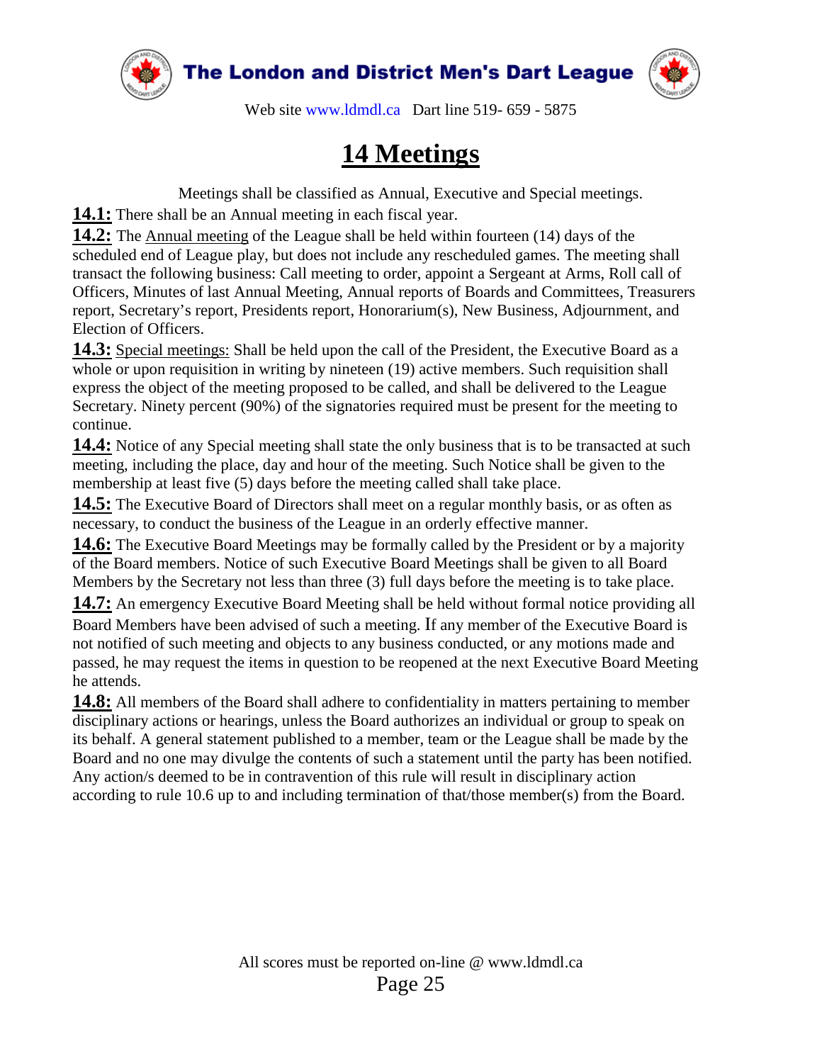# 14 Meetings

Meetings shall be classified as Annual, Executive and Special meetings.

**14.1:** There shall be an Annual meeting in each fiscal year.

**14.2:** The Annual meeting of the League shall be held within fourteen (14) days of the scheduled end of League play, but does not include any rescheduled games. The meeting shall transact the following business: Call meeting to order, appoint a Sergeant at Arms, Roll call of Officers, Minutes of last Annual Meeting, Annual reports of Boards and Committees, Treasurers report, Secretary's report, Presidents report, Honorarium(s), New Business, Adjournment, and Election of Officers.

**14.3:** Special meetings: Shall be held upon the call of the President, the Executive Board as a whole or upon requisition in writing by nineteen (19) active members. Such requisition shall express the object of the meeting proposed to be called, and shall be delivered to the League Secretary. Ninety percent (90%) of the signatories required must be present for the meeting to continue.

**14.4:** Notice of any Special meeting shall state the only business that is to be transacted at such meeting, including the place, day and hour of the meeting. Such Notice shall be given to the membership at least five (5) days before the meeting called shall take place.

**14.5:** The Executive Board of Directors shall meet on a regular monthly basis, or as often as necessary, to conduct the business of the League in an orderly effective manner.

**14.6:** The Executive Board Meetings may be formally called by the President or by a majority of the Board members. Notice of such Executive Board Meetings shall be given to all Board Members by the Secretary not less than three (3) full days before the meeting is to take place.

**14.7:** An emergency Executive Board Meeting shall be held without formal notice providing all Board Members have been advised of such a meeting. If any member of the Executive Board is not notified of such meeting and objects to any business conducted, or any motions made and passed, he may request the items in question to be reopened at the next Executive Board Meeting he attends.

**14.8:** All members of the Board shall adhere to confidentiality in matters pertaining to member disciplinary actions or hearings, unless the Board authorizes an individual or group to speak on its behalf. A general statement published to a member, team or the League shall be made by the Board and no one may divulge the contents of such a statement until the party has been notified. Any action/s deemed to be in contravention of this rule will result in disciplinary action according to rule 10.6 up to and including termination of that/those member(s) from the Board.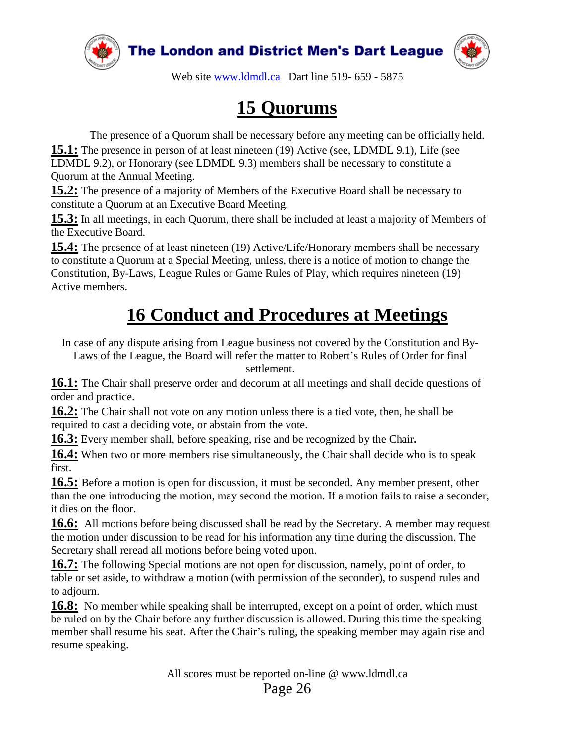# 15 Quorums

The presence of a Quorum shall be necessary before any meeting can be officially held.

**15.1:** The presence in person of at least nineteen (19) Active (see, LDMDL 9.1), Life (see LDMDL 9.2), or Honorary (see LDMDL 9.3) members shall be necessary to constitute a Quorum at the Annual Meeting.

**15.2:** The presence of a majority of Members of the Executive Board shall be necessary to constitute a Quorum at an Executive Board Meeting.

**15.3:** In all meetings, in each Quorum, there shall be included at least a majority of Members of the Executive Board.

**15.4:** The presence of at least nineteen (19) Active/Life/Honorary members shall be necessary to constitute a Quorum at a Special Meeting, unless, there is a notice of motion to change the Constitution, By-Laws, League Rules or Game Rules of Play, which requires nineteen (19) Active members.

# 16 Conduct and Procedures at Meetings

In case of any dispute arising from League business not covered by the Constitution and By-Laws of the League, the Board will refer the matter to Robert's Rules of Order for final settlement.

**16.1:** The Chair shall preserve order and decorum at all meetings and shall decide questions of order and practice.

**16.2:** The Chair shall not vote on any motion unless there is a tied vote, then, he shall be required to cast a deciding vote, or abstain from the vote.

**16.3:** Every member shall, before speaking, rise and be recognized by the Chair**.**

**16.4:** When two or more members rise simultaneously, the Chair shall decide who is to speak first.

**16.5:** Before a motion is open for discussion, it must be seconded. Any member present, other than the one introducing the motion, may second the motion. If a motion fails to raise a seconder, it dies on the floor.

**16.6:** All motions before being discussed shall be read by the Secretary. A member may request the motion under discussion to be read for his information any time during the discussion. The Secretary shall reread all motions before being voted upon.

**16.7:** The following Special motions are not open for discussion, namely, point of order, to table or set aside, to withdraw a motion (with permission of the seconder), to suspend rules and to adjourn.

**16.8:** No member while speaking shall be interrupted, except on a point of order, which must be ruled on by the Chair before any further discussion is allowed. During this time the speaking member shall resume his seat. After the Chair's ruling, the speaking member may again rise and resume speaking.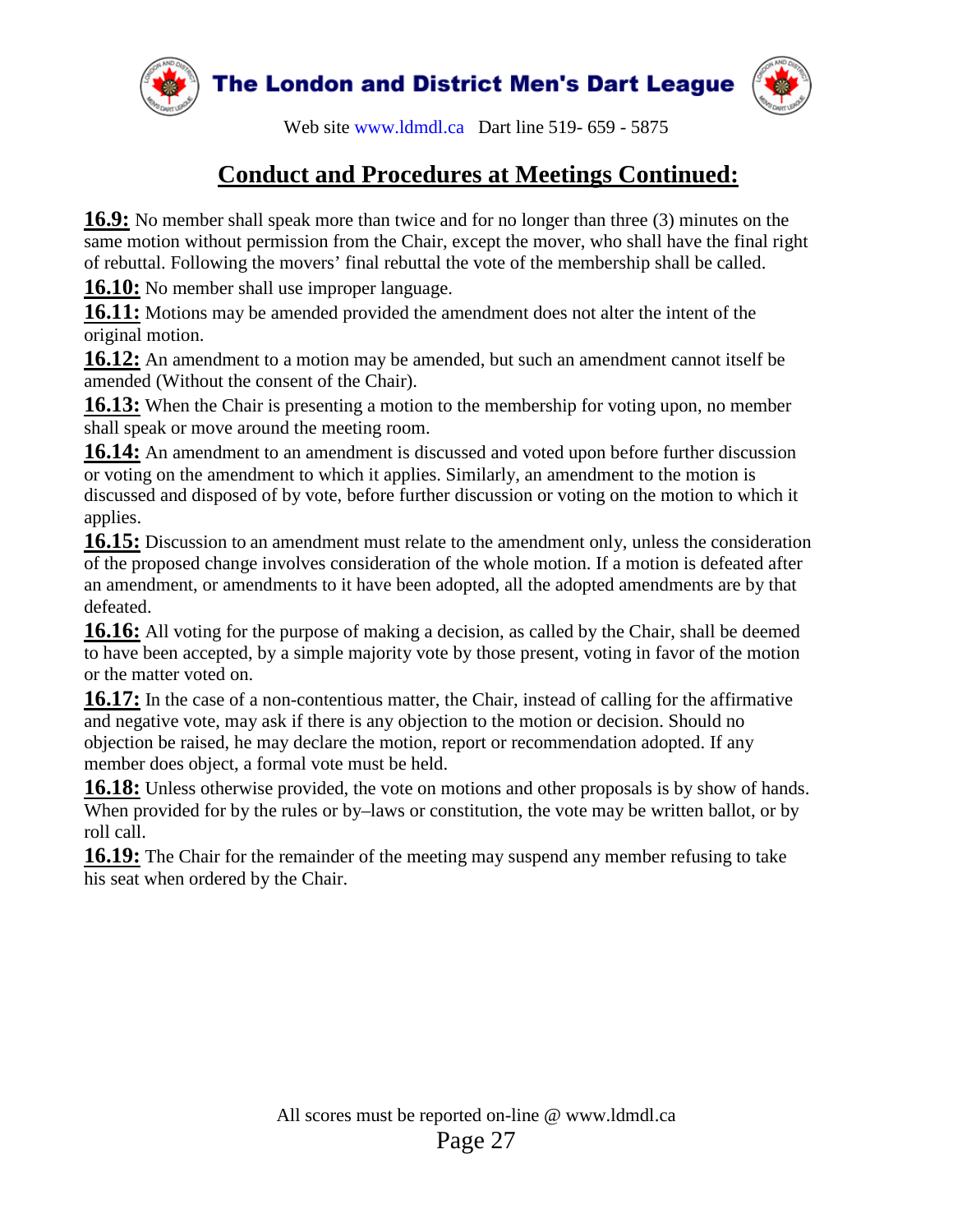## Conduct and Procedures at Meetings Continued:

**16.9:** No member shall speak more than twice and for no longer than three (3) minutes on the same motion without permission from the Chair, except the mover, who shall have the final right of rebuttal. Following the movers' final rebuttal the vote of the membership shall be called.

**16.10:** No member shall use improper language.

**16.11:** Motions may be amended provided the amendment does not alter the intent of the original motion.

**16.12:** An amendment to a motion may be amended, but such an amendment cannot itself be amended (Without the consent of the Chair).

**16.13:** When the Chair is presenting a motion to the membership for voting upon, no member shall speak or move around the meeting room.

**16.14:** An amendment to an amendment is discussed and voted upon before further discussion or voting on the amendment to which it applies. Similarly, an amendment to the motion is discussed and disposed of by vote, before further discussion or voting on the motion to which it applies.

**16.15:** Discussion to an amendment must relate to the amendment only, unless the consideration of the proposed change involves consideration of the whole motion. If a motion is defeated after an amendment, or amendments to it have been adopted, all the adopted amendments are by that defeated.

**16.16:** All voting for the purpose of making a decision, as called by the Chair, shall be deemed to have been accepted, by a simple majority vote by those present, voting in favor of the motion or the matter voted on.

**16.17:** In the case of a non-contentious matter, the Chair, instead of calling for the affirmative and negative vote, may ask if there is any objection to the motion or decision. Should no objection be raised, he may declare the motion, report or recommendation adopted. If any member does object, a formal vote must be held.

**16.18:** Unless otherwise provided, the vote on motions and other proposals is by show of hands. When provided for by the rules or by–laws or constitution, the vote may be written ballot, or by roll call.

**16.19:** The Chair for the remainder of the meeting may suspend any member refusing to take his seat when ordered by the Chair.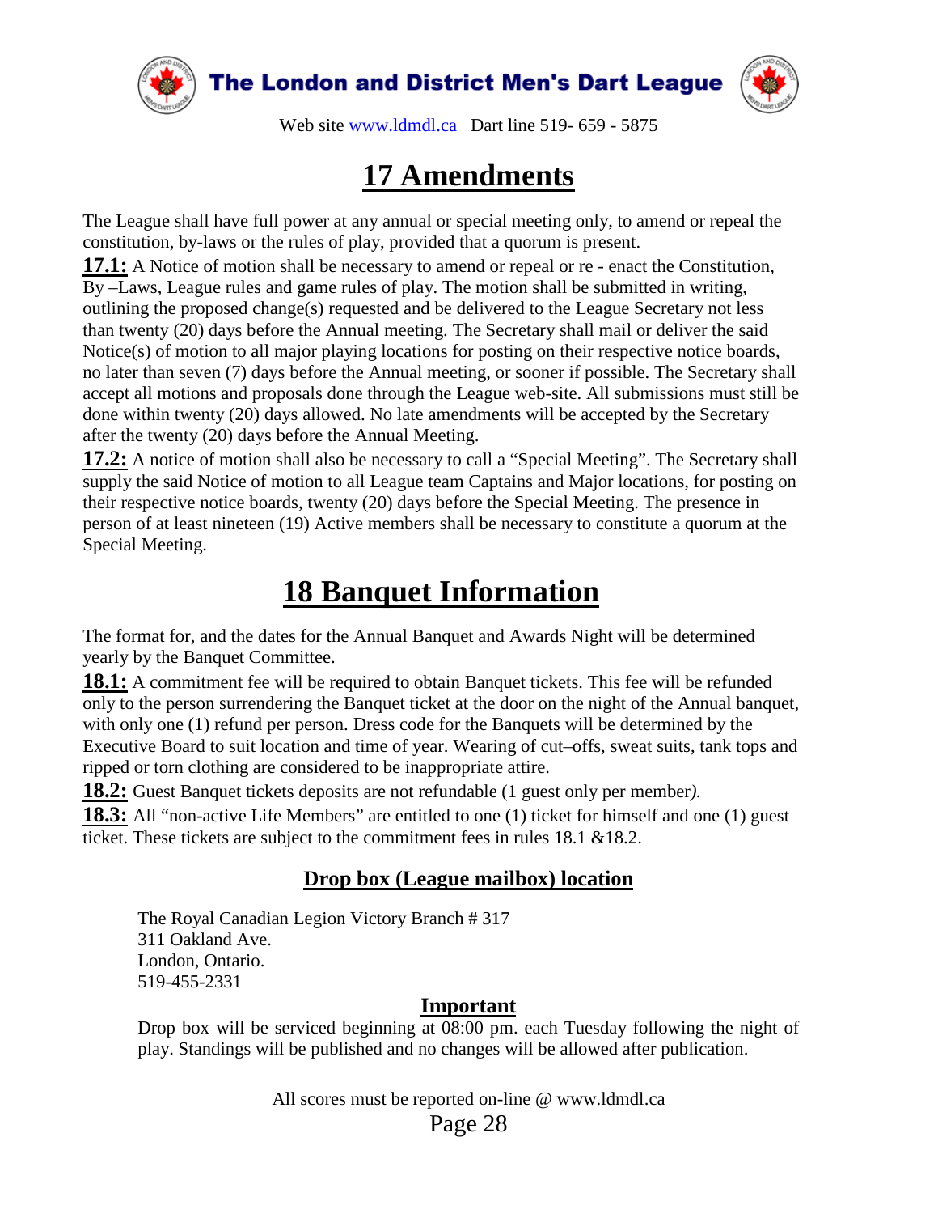# 17 Amendments

The League shall have full power at any annual or special meeting only, to amend or repeal the constitution, by-laws or the rules of play, provided that a quorum is present.

**17.1:** A Notice of motion shall be necessary to amend or repeal or re - enact the Constitution, By –Laws, League rules and game rules of play. The motion shall be submitted in writing, outlining the proposed change(s) requested and be delivered to the League Secretary not less than twenty (20) days before the Annual meeting. The Secretary shall mail or deliver the said Notice(s) of motion to all major playing locations for posting on their respective notice boards, no later than seven (7) days before the Annual meeting, or sooner if possible. The Secretary shall accept all motions and proposals done through the League web-site. All submissions must still be done within twenty (20) days allowed. No late amendments will be accepted by the Secretary after the twenty (20) days before the Annual Meeting.

**17.2:** A notice of motion shall also be necessary to call a "Special Meeting". The Secretary shall supply the said Notice of motion to all League team Captains and Major locations, for posting on their respective notice boards, twenty (20) days before the Special Meeting. The presence in person of at least nineteen (19) Active members shall be necessary to constitute a quorum at the Special Meeting.

# 18 Banquet Information

The format for, and the dates for the Annual Banquet and Awards Night will be determined yearly by the Banquet Committee.

**18.1:** A commitment fee will be required to obtain Banquet tickets. This fee will be refunded only to the person surrendering the Banquet ticket at the door on the night of the Annual banquet, with only one (1) refund per person. Dress code for the Banquets will be determined by the Executive Board to suit location and time of year. Wearing of cut–offs, sweat suits, tank tops and ripped or torn clothing are considered to be inappropriate attire.

**18.2:** Guest Banquet tickets deposits are not refundable (1 guest only per member).

**18.3:** All "non-active Life Members" are entitled to one (1) ticket for himself and one (1) guest ticket. These tickets are subject to the commitment fees in rules 18.1 &18.2.

## Drop box (League mailbox) location

The Royal Canadian Legion Victory Branch # 317
311 Oakland Ave.
London, Ontario.
519-455-2331

### Important

Drop box will be serviced beginning at 08:00 pm. each Tuesday following the night of play. Standings will be published and no changes will be allowed after publication.

All scores must be reported on-line @ www.ldmdl.ca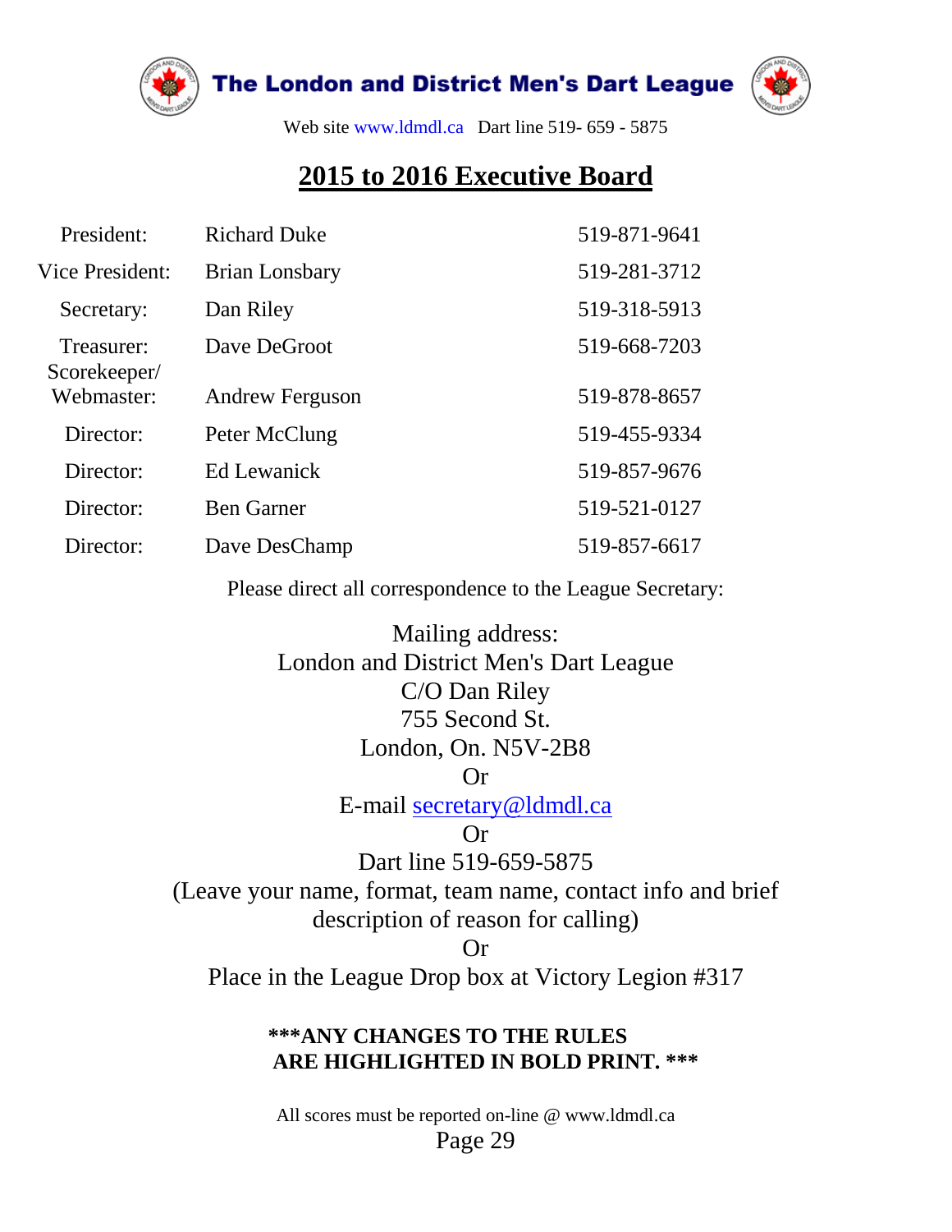# The London and District Men's Dart League

Web site www.ldmdl.ca Dart line 519- 659 - 5875

## 2015 to 2016 Executive Board

| | | |
|---|---|---|
| President: | Richard Duke | 519-871-9641 |
| Vice President: | Brian Lonsbary | 519-281-3712 |
| Secretary: | Dan Riley | 519-318-5913 |
| Treasurer: | Dave DeGroot | 519-668-7203 |
| Scorekeeper/ Webmaster: | Andrew Ferguson | 519-878-8657 |
| Director: | Peter McClung | 519-455-9334 |
| Director: | Ed Lewanick | 519-857-9676 |
| Director: | Ben Garner | 519-521-0127 |
| Director: | Dave DesChamp | 519-857-6617 |

Please direct all correspondence to the League Secretary:

Mailing address:
London and District Men's Dart League
C/O Dan Riley
755 Second St.
London, On. N5V-2B8
Or
E-mail secretary@ldmdl.ca
Or
Dart line 519-659-5875
(Leave your name, format, team name, contact info and brief description of reason for calling)
Or
Place in the League Drop box at Victory Legion #317

**\*\*\*ANY CHANGES TO THE RULES ARE HIGHLIGHTED IN BOLD PRINT. \*\*\***

All scores must be reported on-line @ www.ldmdl.ca